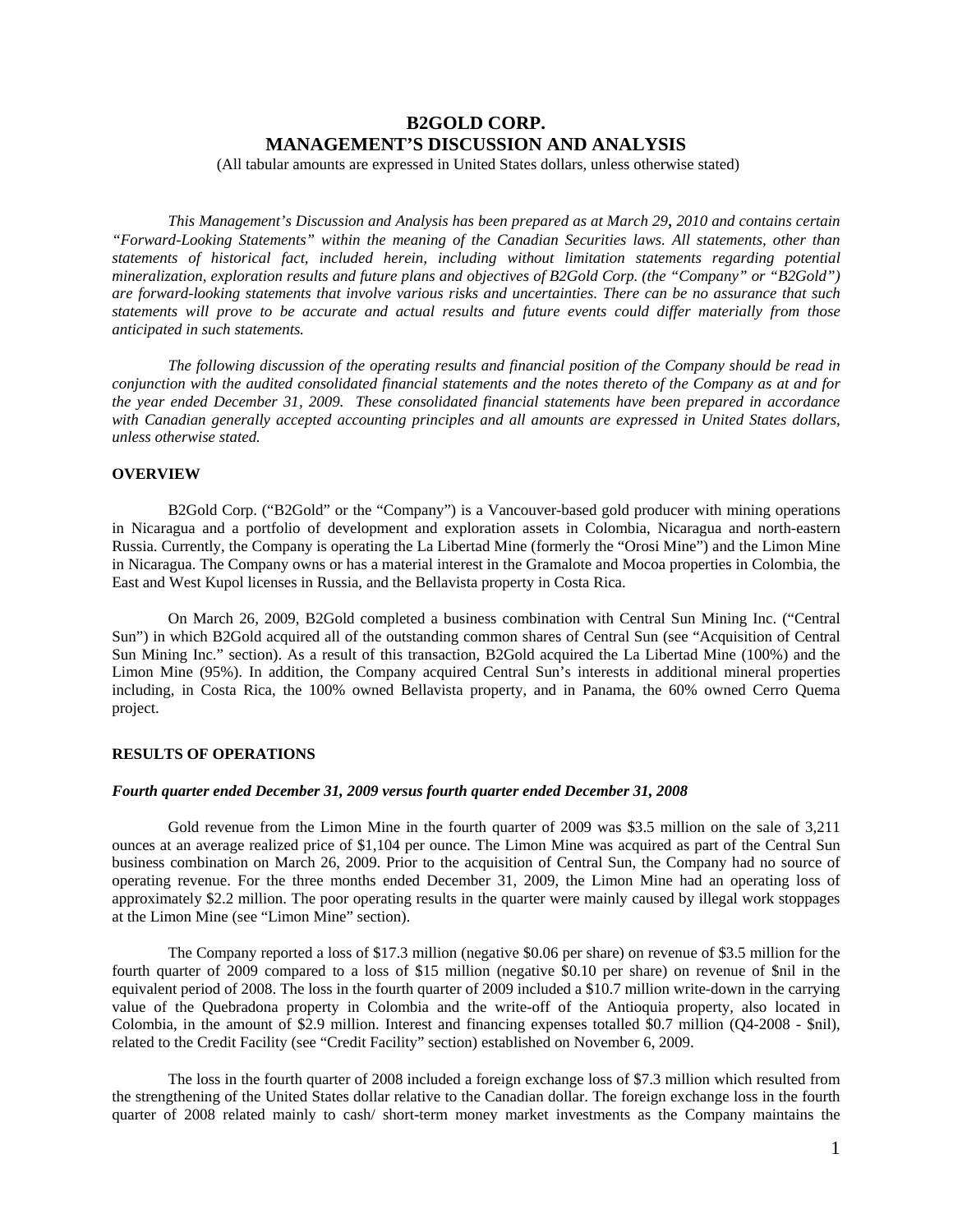# B2GOLD CORP.
# MANAGEMENT'S DISCUSSION AND ANALYSIS

(All tabular amounts are expressed in United States dollars, unless otherwise stated)

*This Management's Discussion and Analysis has been prepared as at March 29, 2010 and contains certain "Forward-Looking Statements" within the meaning of the Canadian Securities laws. All statements, other than statements of historical fact, included herein, including without limitation statements regarding potential mineralization, exploration results and future plans and objectives of B2Gold Corp. (the "Company" or "B2Gold") are forward-looking statements that involve various risks and uncertainties. There can be no assurance that such statements will prove to be accurate and actual results and future events could differ materially from those anticipated in such statements.*

*The following discussion of the operating results and financial position of the Company should be read in conjunction with the audited consolidated financial statements and the notes thereto of the Company as at and for the year ended December 31, 2009. These consolidated financial statements have been prepared in accordance with Canadian generally accepted accounting principles and all amounts are expressed in United States dollars, unless otherwise stated.*

## OVERVIEW

B2Gold Corp. ("B2Gold" or the "Company") is a Vancouver-based gold producer with mining operations in Nicaragua and a portfolio of development and exploration assets in Colombia, Nicaragua and north-eastern Russia. Currently, the Company is operating the La Libertad Mine (formerly the "Orosi Mine") and the Limon Mine in Nicaragua. The Company owns or has a material interest in the Gramalote and Mocoa properties in Colombia, the East and West Kupol licenses in Russia, and the Bellavista property in Costa Rica.

On March 26, 2009, B2Gold completed a business combination with Central Sun Mining Inc. ("Central Sun") in which B2Gold acquired all of the outstanding common shares of Central Sun (see "Acquisition of Central Sun Mining Inc." section). As a result of this transaction, B2Gold acquired the La Libertad Mine (100%) and the Limon Mine (95%). In addition, the Company acquired Central Sun's interests in additional mineral properties including, in Costa Rica, the 100% owned Bellavista property, and in Panama, the 60% owned Cerro Quema project.

## RESULTS OF OPERATIONS

### *Fourth quarter ended December 31, 2009 versus fourth quarter ended December 31, 2008*

Gold revenue from the Limon Mine in the fourth quarter of 2009 was $3.5 million on the sale of 3,211 ounces at an average realized price of $1,104 per ounce. The Limon Mine was acquired as part of the Central Sun business combination on March 26, 2009. Prior to the acquisition of Central Sun, the Company had no source of operating revenue. For the three months ended December 31, 2009, the Limon Mine had an operating loss of approximately $2.2 million. The poor operating results in the quarter were mainly caused by illegal work stoppages at the Limon Mine (see "Limon Mine" section).

The Company reported a loss of $17.3 million (negative $0.06 per share) on revenue of $3.5 million for the fourth quarter of 2009 compared to a loss of $15 million (negative $0.10 per share) on revenue of $nil in the equivalent period of 2008. The loss in the fourth quarter of 2009 included a $10.7 million write-down in the carrying value of the Quebradona property in Colombia and the write-off of the Antioquia property, also located in Colombia, in the amount of $2.9 million. Interest and financing expenses totalled $0.7 million (Q4-2008 - $nil), related to the Credit Facility (see "Credit Facility" section) established on November 6, 2009.

The loss in the fourth quarter of 2008 included a foreign exchange loss of $7.3 million which resulted from the strengthening of the United States dollar relative to the Canadian dollar. The foreign exchange loss in the fourth quarter of 2008 related mainly to cash/ short-term money market investments as the Company maintains the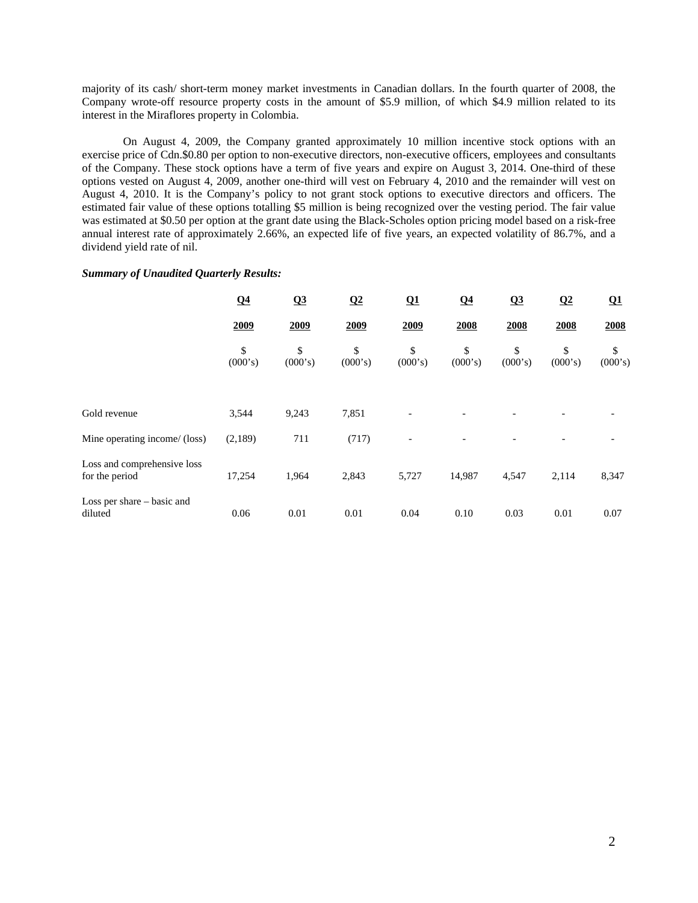majority of its cash/ short-term money market investments in Canadian dollars. In the fourth quarter of 2008, the Company wrote-off resource property costs in the amount of $5.9 million, of which $4.9 million related to its interest in the Miraflores property in Colombia.

On August 4, 2009, the Company granted approximately 10 million incentive stock options with an exercise price of Cdn.$0.80 per option to non-executive directors, non-executive officers, employees and consultants of the Company. These stock options have a term of five years and expire on August 3, 2014. One-third of these options vested on August 4, 2009, another one-third will vest on February 4, 2010 and the remainder will vest on August 4, 2010. It is the Company's policy to not grant stock options to executive directors and officers. The estimated fair value of these options totalling $5 million is being recognized over the vesting period. The fair value was estimated at $0.50 per option at the grant date using the Black-Scholes option pricing model based on a risk-free annual interest rate of approximately 2.66%, an expected life of five years, an expected volatility of 86.7%, and a dividend yield rate of nil.

***Summary of Unaudited Quarterly Results:***

| | Q4 2009 | Q3 2009 | Q2 2009 | Q1 2009 | Q4 2008 | Q3 2008 | Q2 2008 | Q1 2008 |
|---|---|---|---|---|---|---|---|---|
| | $ (000's) | $ (000's) | $ (000's) | $ (000's) | $ (000's) | $ (000's) | $ (000's) | $ (000's) |
| Gold revenue | 3,544 | 9,243 | 7,851 | - | - | - | - | - |
| Mine operating income/ (loss) | (2,189) | 711 | (717) | - | - | - | - | - |
| Loss and comprehensive loss for the period | 17,254 | 1,964 | 2,843 | 5,727 | 14,987 | 4,547 | 2,114 | 8,347 |
| Loss per share – basic and diluted | 0.06 | 0.01 | 0.01 | 0.04 | 0.10 | 0.03 | 0.01 | 0.07 |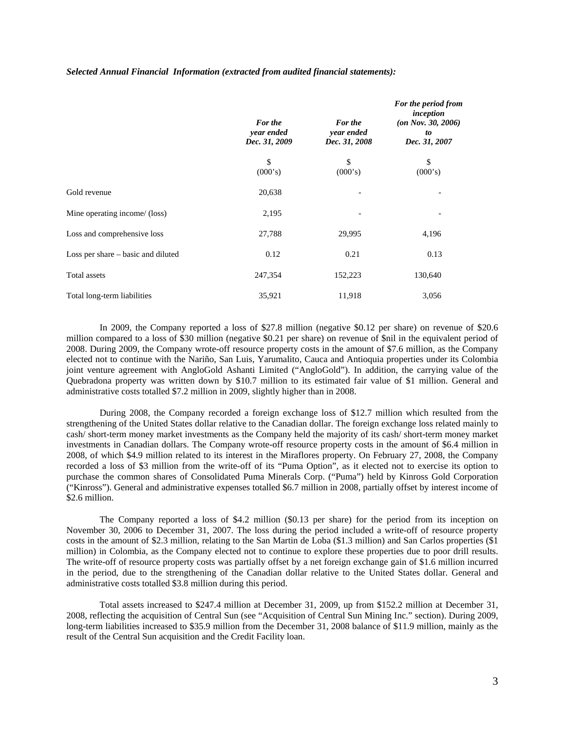***Selected Annual Financial Information (extracted from audited financial statements):***

| | *For the year ended Dec. 31, 2009* | *For the year ended Dec. 31, 2008* | *For the period from inception (on Nov. 30, 2006) to Dec. 31, 2007* |
|---|---|---|---|
| | $ (000's) | $ (000's) | $ (000's) |
| Gold revenue | 20,638 | - | - |
| Mine operating income/ (loss) | 2,195 | - | - |
| Loss and comprehensive loss | 27,788 | 29,995 | 4,196 |
| Loss per share – basic and diluted | 0.12 | 0.21 | 0.13 |
| Total assets | 247,354 | 152,223 | 130,640 |
| Total long-term liabilities | 35,921 | 11,918 | 3,056 |

In 2009, the Company reported a loss of $27.8 million (negative $0.12 per share) on revenue of $20.6 million compared to a loss of $30 million (negative $0.21 per share) on revenue of $nil in the equivalent period of 2008. During 2009, the Company wrote-off resource property costs in the amount of $7.6 million, as the Company elected not to continue with the Nariño, San Luis, Yarumalito, Cauca and Antioquia properties under its Colombia joint venture agreement with AngloGold Ashanti Limited ("AngloGold"). In addition, the carrying value of the Quebradona property was written down by $10.7 million to its estimated fair value of $1 million. General and administrative costs totalled $7.2 million in 2009, slightly higher than in 2008.

During 2008, the Company recorded a foreign exchange loss of $12.7 million which resulted from the strengthening of the United States dollar relative to the Canadian dollar. The foreign exchange loss related mainly to cash/ short-term money market investments as the Company held the majority of its cash/ short-term money market investments in Canadian dollars. The Company wrote-off resource property costs in the amount of $6.4 million in 2008, of which $4.9 million related to its interest in the Miraflores property. On February 27, 2008, the Company recorded a loss of $3 million from the write-off of its "Puma Option", as it elected not to exercise its option to purchase the common shares of Consolidated Puma Minerals Corp. ("Puma") held by Kinross Gold Corporation ("Kinross"). General and administrative expenses totalled $6.7 million in 2008, partially offset by interest income of $2.6 million.

The Company reported a loss of $4.2 million ($0.13 per share) for the period from its inception on November 30, 2006 to December 31, 2007. The loss during the period included a write-off of resource property costs in the amount of $2.3 million, relating to the San Martin de Loba ($1.3 million) and San Carlos properties ($1 million) in Colombia, as the Company elected not to continue to explore these properties due to poor drill results. The write-off of resource property costs was partially offset by a net foreign exchange gain of $1.6 million incurred in the period, due to the strengthening of the Canadian dollar relative to the United States dollar. General and administrative costs totalled $3.8 million during this period.

Total assets increased to $247.4 million at December 31, 2009, up from $152.2 million at December 31, 2008, reflecting the acquisition of Central Sun (see "Acquisition of Central Sun Mining Inc." section). During 2009, long-term liabilities increased to $35.9 million from the December 31, 2008 balance of $11.9 million, mainly as the result of the Central Sun acquisition and the Credit Facility loan.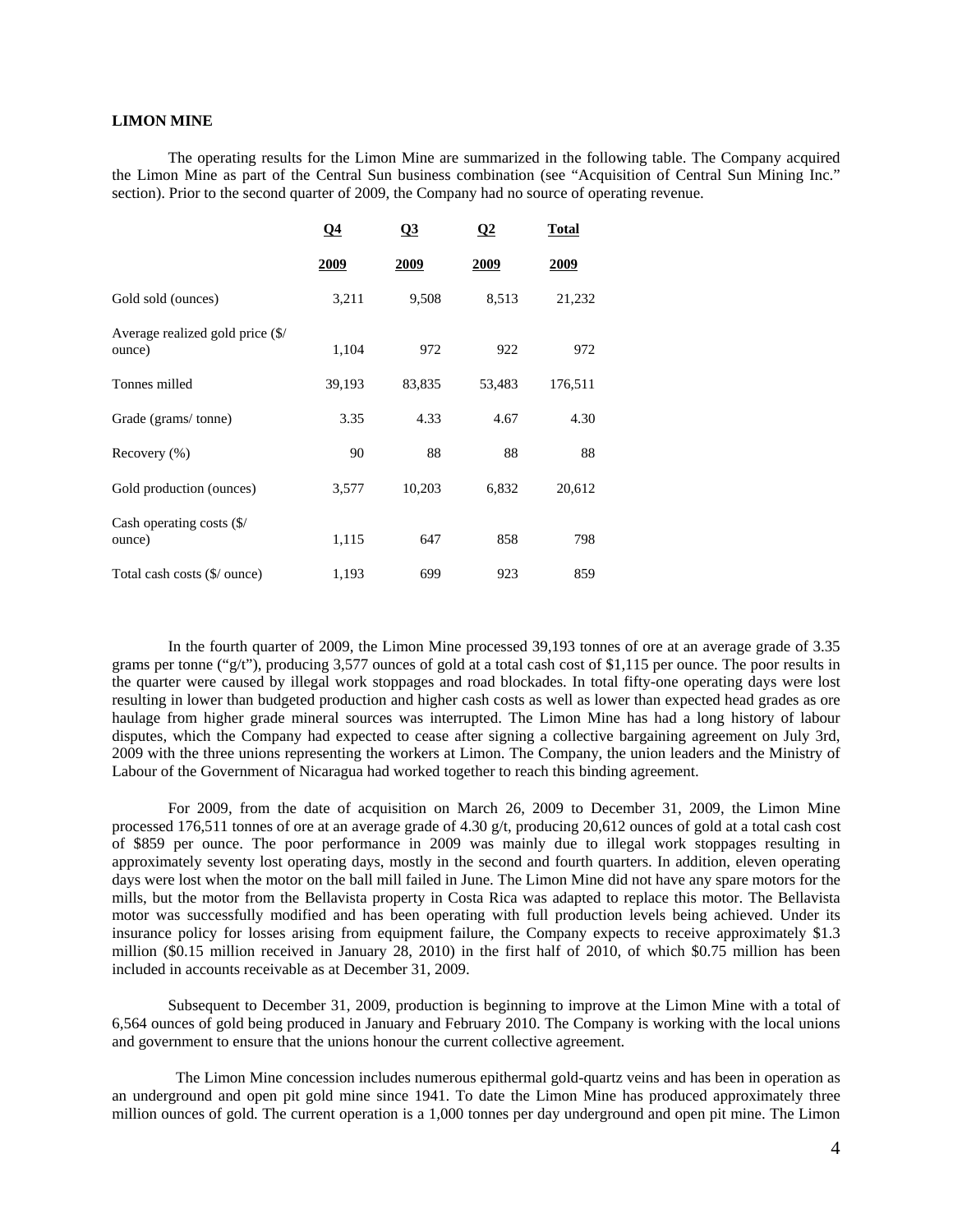## LIMON MINE

The operating results for the Limon Mine are summarized in the following table. The Company acquired the Limon Mine as part of the Central Sun business combination (see "Acquisition of Central Sun Mining Inc." section). Prior to the second quarter of 2009, the Company had no source of operating revenue.

| | Q4 2009 | Q3 2009 | Q2 2009 | Total 2009 |
|---|---|---|---|---|
| Gold sold (ounces) | 3,211 | 9,508 | 8,513 | 21,232 |
| Average realized gold price ($/ ounce) | 1,104 | 972 | 922 | 972 |
| Tonnes milled | 39,193 | 83,835 | 53,483 | 176,511 |
| Grade (grams/ tonne) | 3.35 | 4.33 | 4.67 | 4.30 |
| Recovery (%) | 90 | 88 | 88 | 88 |
| Gold production (ounces) | 3,577 | 10,203 | 6,832 | 20,612 |
| Cash operating costs ($/ ounce) | 1,115 | 647 | 858 | 798 |
| Total cash costs ($/ ounce) | 1,193 | 699 | 923 | 859 |

In the fourth quarter of 2009, the Limon Mine processed 39,193 tonnes of ore at an average grade of 3.35 grams per tonne ("g/t"), producing 3,577 ounces of gold at a total cash cost of $1,115 per ounce. The poor results in the quarter were caused by illegal work stoppages and road blockades. In total fifty-one operating days were lost resulting in lower than budgeted production and higher cash costs as well as lower than expected head grades as ore haulage from higher grade mineral sources was interrupted. The Limon Mine has had a long history of labour disputes, which the Company had expected to cease after signing a collective bargaining agreement on July 3rd, 2009 with the three unions representing the workers at Limon. The Company, the union leaders and the Ministry of Labour of the Government of Nicaragua had worked together to reach this binding agreement.

For 2009, from the date of acquisition on March 26, 2009 to December 31, 2009, the Limon Mine processed 176,511 tonnes of ore at an average grade of 4.30 g/t, producing 20,612 ounces of gold at a total cash cost of $859 per ounce. The poor performance in 2009 was mainly due to illegal work stoppages resulting in approximately seventy lost operating days, mostly in the second and fourth quarters. In addition, eleven operating days were lost when the motor on the ball mill failed in June. The Limon Mine did not have any spare motors for the mills, but the motor from the Bellavista property in Costa Rica was adapted to replace this motor. The Bellavista motor was successfully modified and has been operating with full production levels being achieved. Under its insurance policy for losses arising from equipment failure, the Company expects to receive approximately $1.3 million ($0.15 million received in January 28, 2010) in the first half of 2010, of which $0.75 million has been included in accounts receivable as at December 31, 2009.

Subsequent to December 31, 2009, production is beginning to improve at the Limon Mine with a total of 6,564 ounces of gold being produced in January and February 2010. The Company is working with the local unions and government to ensure that the unions honour the current collective agreement.

The Limon Mine concession includes numerous epithermal gold-quartz veins and has been in operation as an underground and open pit gold mine since 1941. To date the Limon Mine has produced approximately three million ounces of gold. The current operation is a 1,000 tonnes per day underground and open pit mine. The Limon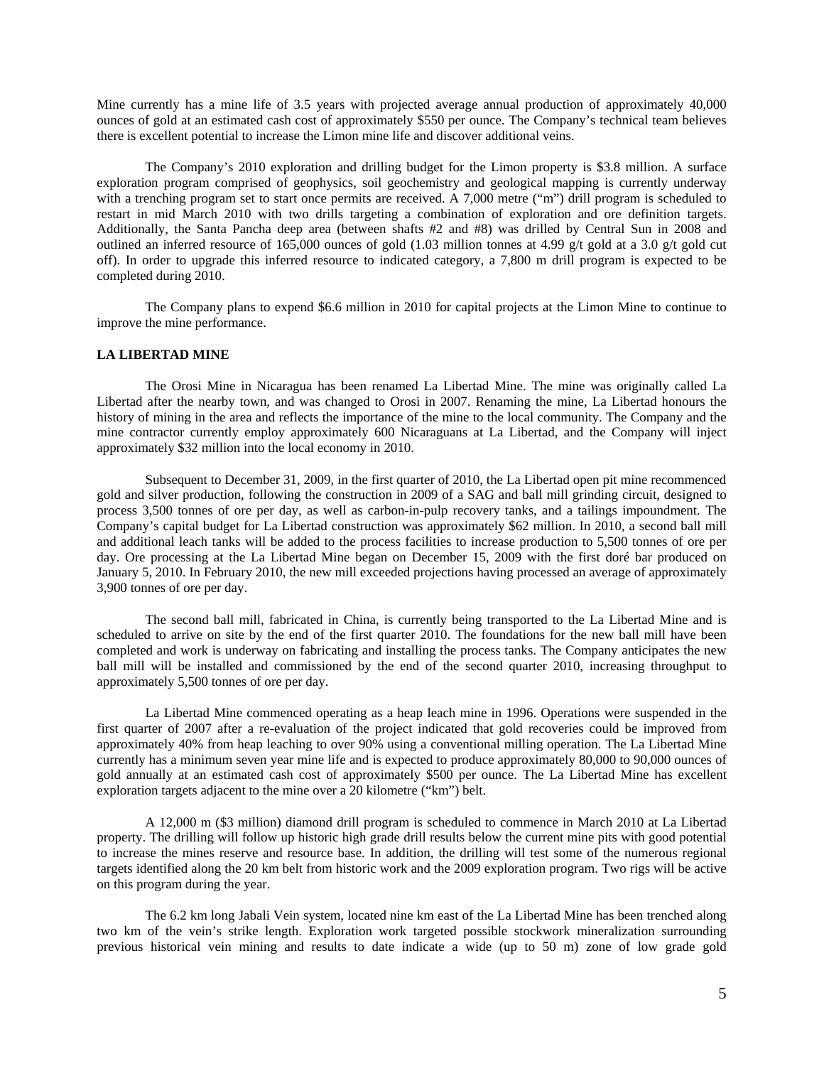Mine currently has a mine life of 3.5 years with projected average annual production of approximately 40,000 ounces of gold at an estimated cash cost of approximately $550 per ounce. The Company's technical team believes there is excellent potential to increase the Limon mine life and discover additional veins.

The Company's 2010 exploration and drilling budget for the Limon property is $3.8 million. A surface exploration program comprised of geophysics, soil geochemistry and geological mapping is currently underway with a trenching program set to start once permits are received. A 7,000 metre ("m") drill program is scheduled to restart in mid March 2010 with two drills targeting a combination of exploration and ore definition targets. Additionally, the Santa Pancha deep area (between shafts #2 and #8) was drilled by Central Sun in 2008 and outlined an inferred resource of 165,000 ounces of gold (1.03 million tonnes at 4.99 g/t gold at a 3.0 g/t gold cut off). In order to upgrade this inferred resource to indicated category, a 7,800 m drill program is expected to be completed during 2010.

The Company plans to expend $6.6 million in 2010 for capital projects at the Limon Mine to continue to improve the mine performance.

**LA LIBERTAD MINE**

The Orosi Mine in Nicaragua has been renamed La Libertad Mine. The mine was originally called La Libertad after the nearby town, and was changed to Orosi in 2007. Renaming the mine, La Libertad honours the history of mining in the area and reflects the importance of the mine to the local community. The Company and the mine contractor currently employ approximately 600 Nicaraguans at La Libertad, and the Company will inject approximately $32 million into the local economy in 2010.

Subsequent to December 31, 2009, in the first quarter of 2010, the La Libertad open pit mine recommenced gold and silver production, following the construction in 2009 of a SAG and ball mill grinding circuit, designed to process 3,500 tonnes of ore per day, as well as carbon-in-pulp recovery tanks, and a tailings impoundment. The Company's capital budget for La Libertad construction was approximately $62 million. In 2010, a second ball mill and additional leach tanks will be added to the process facilities to increase production to 5,500 tonnes of ore per day. Ore processing at the La Libertad Mine began on December 15, 2009 with the first doré bar produced on January 5, 2010. In February 2010, the new mill exceeded projections having processed an average of approximately 3,900 tonnes of ore per day.

The second ball mill, fabricated in China, is currently being transported to the La Libertad Mine and is scheduled to arrive on site by the end of the first quarter 2010. The foundations for the new ball mill have been completed and work is underway on fabricating and installing the process tanks. The Company anticipates the new ball mill will be installed and commissioned by the end of the second quarter 2010, increasing throughput to approximately 5,500 tonnes of ore per day.

La Libertad Mine commenced operating as a heap leach mine in 1996. Operations were suspended in the first quarter of 2007 after a re-evaluation of the project indicated that gold recoveries could be improved from approximately 40% from heap leaching to over 90% using a conventional milling operation. The La Libertad Mine currently has a minimum seven year mine life and is expected to produce approximately 80,000 to 90,000 ounces of gold annually at an estimated cash cost of approximately $500 per ounce. The La Libertad Mine has excellent exploration targets adjacent to the mine over a 20 kilometre ("km") belt.

A 12,000 m ($3 million) diamond drill program is scheduled to commence in March 2010 at La Libertad property. The drilling will follow up historic high grade drill results below the current mine pits with good potential to increase the mines reserve and resource base. In addition, the drilling will test some of the numerous regional targets identified along the 20 km belt from historic work and the 2009 exploration program. Two rigs will be active on this program during the year.

The 6.2 km long Jabali Vein system, located nine km east of the La Libertad Mine has been trenched along two km of the vein's strike length. Exploration work targeted possible stockwork mineralization surrounding previous historical vein mining and results to date indicate a wide (up to 50 m) zone of low grade gold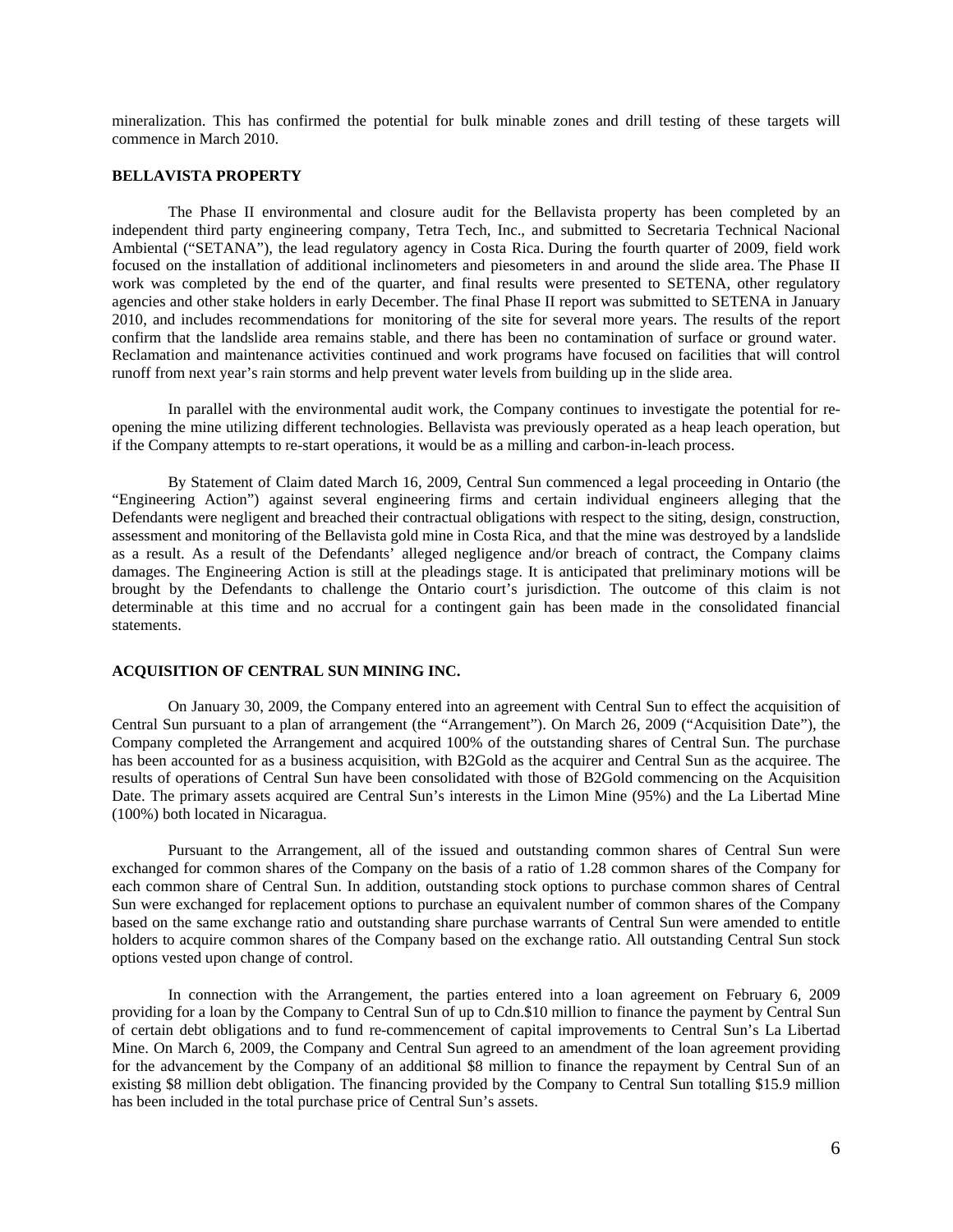mineralization. This has confirmed the potential for bulk minable zones and drill testing of these targets will commence in March 2010.

**BELLAVISTA PROPERTY**

The Phase II environmental and closure audit for the Bellavista property has been completed by an independent third party engineering company, Tetra Tech, Inc., and submitted to Secretaria Technical Nacional Ambiental ("SETANA"), the lead regulatory agency in Costa Rica. During the fourth quarter of 2009, field work focused on the installation of additional inclinometers and piesometers in and around the slide area. The Phase II work was completed by the end of the quarter, and final results were presented to SETENA, other regulatory agencies and other stake holders in early December. The final Phase II report was submitted to SETENA in January 2010, and includes recommendations for monitoring of the site for several more years. The results of the report confirm that the landslide area remains stable, and there has been no contamination of surface or ground water. Reclamation and maintenance activities continued and work programs have focused on facilities that will control runoff from next year's rain storms and help prevent water levels from building up in the slide area.

In parallel with the environmental audit work, the Company continues to investigate the potential for re-opening the mine utilizing different technologies. Bellavista was previously operated as a heap leach operation, but if the Company attempts to re-start operations, it would be as a milling and carbon-in-leach process.

By Statement of Claim dated March 16, 2009, Central Sun commenced a legal proceeding in Ontario (the "Engineering Action") against several engineering firms and certain individual engineers alleging that the Defendants were negligent and breached their contractual obligations with respect to the siting, design, construction, assessment and monitoring of the Bellavista gold mine in Costa Rica, and that the mine was destroyed by a landslide as a result. As a result of the Defendants' alleged negligence and/or breach of contract, the Company claims damages. The Engineering Action is still at the pleadings stage. It is anticipated that preliminary motions will be brought by the Defendants to challenge the Ontario court's jurisdiction. The outcome of this claim is not determinable at this time and no accrual for a contingent gain has been made in the consolidated financial statements.

**ACQUISITION OF CENTRAL SUN MINING INC.**

On January 30, 2009, the Company entered into an agreement with Central Sun to effect the acquisition of Central Sun pursuant to a plan of arrangement (the "Arrangement"). On March 26, 2009 ("Acquisition Date"), the Company completed the Arrangement and acquired 100% of the outstanding shares of Central Sun. The purchase has been accounted for as a business acquisition, with B2Gold as the acquirer and Central Sun as the acquiree. The results of operations of Central Sun have been consolidated with those of B2Gold commencing on the Acquisition Date. The primary assets acquired are Central Sun's interests in the Limon Mine (95%) and the La Libertad Mine (100%) both located in Nicaragua.

Pursuant to the Arrangement, all of the issued and outstanding common shares of Central Sun were exchanged for common shares of the Company on the basis of a ratio of 1.28 common shares of the Company for each common share of Central Sun. In addition, outstanding stock options to purchase common shares of Central Sun were exchanged for replacement options to purchase an equivalent number of common shares of the Company based on the same exchange ratio and outstanding share purchase warrants of Central Sun were amended to entitle holders to acquire common shares of the Company based on the exchange ratio. All outstanding Central Sun stock options vested upon change of control.

In connection with the Arrangement, the parties entered into a loan agreement on February 6, 2009 providing for a loan by the Company to Central Sun of up to Cdn.$10 million to finance the payment by Central Sun of certain debt obligations and to fund re-commencement of capital improvements to Central Sun's La Libertad Mine. On March 6, 2009, the Company and Central Sun agreed to an amendment of the loan agreement providing for the advancement by the Company of an additional $8 million to finance the repayment by Central Sun of an existing $8 million debt obligation. The financing provided by the Company to Central Sun totalling $15.9 million has been included in the total purchase price of Central Sun's assets.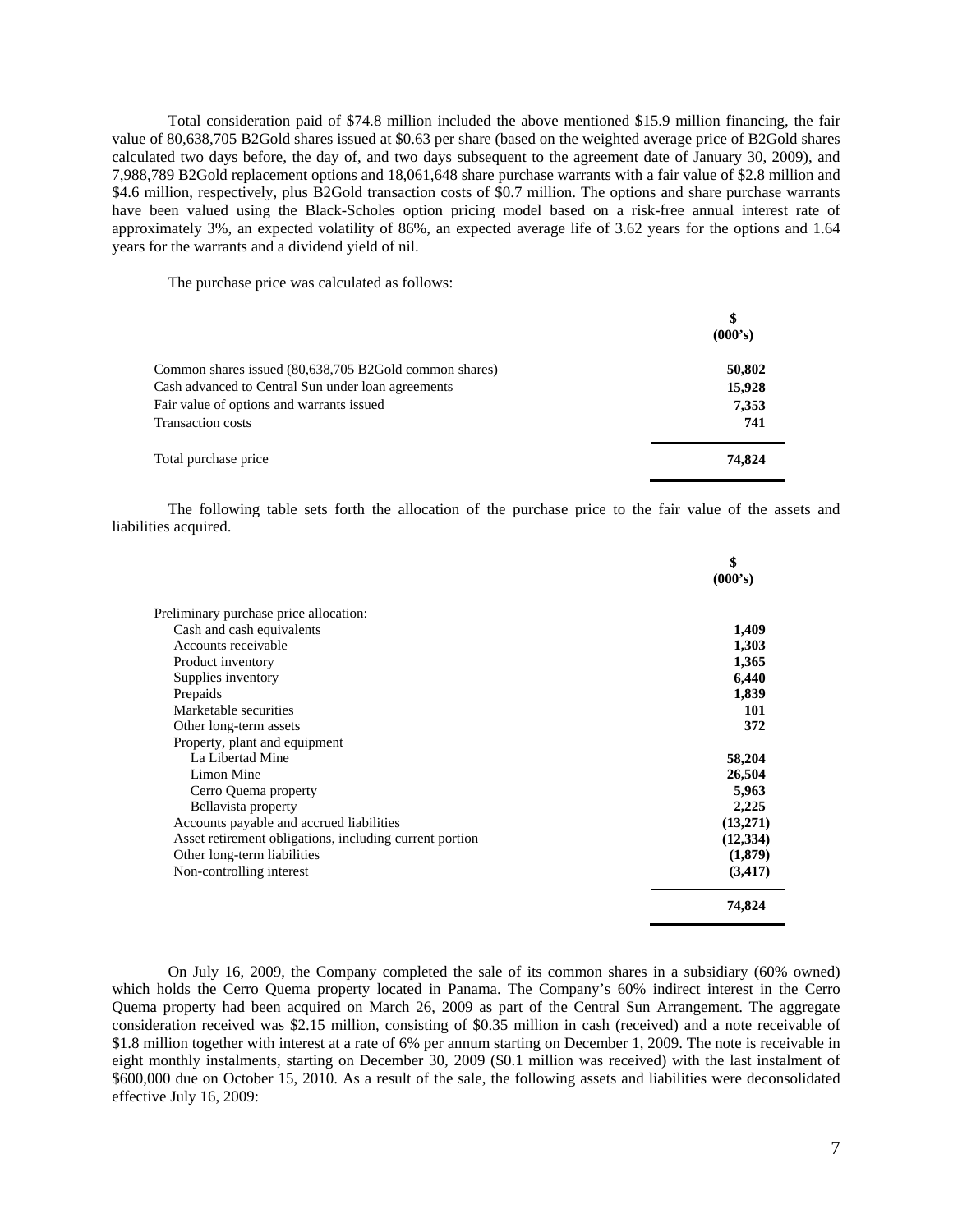Total consideration paid of $74.8 million included the above mentioned $15.9 million financing, the fair value of 80,638,705 B2Gold shares issued at $0.63 per share (based on the weighted average price of B2Gold shares calculated two days before, the day of, and two days subsequent to the agreement date of January 30, 2009), and 7,988,789 B2Gold replacement options and 18,061,648 share purchase warrants with a fair value of $2.8 million and $4.6 million, respectively, plus B2Gold transaction costs of $0.7 million. The options and share purchase warrants have been valued using the Black-Scholes option pricing model based on a risk-free annual interest rate of approximately 3%, an expected volatility of 86%, an expected average life of 3.62 years for the options and 1.64 years for the warrants and a dividend yield of nil.

The purchase price was calculated as follows:

| | **$ (000's)** |
|---|---|
| Common shares issued (80,638,705 B2Gold common shares) | **50,802** |
| Cash advanced to Central Sun under loan agreements | **15,928** |
| Fair value of options and warrants issued | **7,353** |
| Transaction costs | **741** |
| Total purchase price | **74,824** |

The following table sets forth the allocation of the purchase price to the fair value of the assets and liabilities acquired.

| | **$ (000's)** |
|---|---|
| Preliminary purchase price allocation: | |
| Cash and cash equivalents | **1,409** |
| Accounts receivable | **1,303** |
| Product inventory | **1,365** |
| Supplies inventory | **6,440** |
| Prepaids | **1,839** |
| Marketable securities | **101** |
| Other long-term assets | **372** |
| Property, plant and equipment | |
| La Libertad Mine | **58,204** |
| Limon Mine | **26,504** |
| Cerro Quema property | **5,963** |
| Bellavista property | **2,225** |
| Accounts payable and accrued liabilities | **(13,271)** |
| Asset retirement obligations, including current portion | **(12,334)** |
| Other long-term liabilities | **(1,879)** |
| Non-controlling interest | **(3,417)** |
| | **74,824** |

On July 16, 2009, the Company completed the sale of its common shares in a subsidiary (60% owned) which holds the Cerro Quema property located in Panama. The Company's 60% indirect interest in the Cerro Quema property had been acquired on March 26, 2009 as part of the Central Sun Arrangement. The aggregate consideration received was $2.15 million, consisting of $0.35 million in cash (received) and a note receivable of $1.8 million together with interest at a rate of 6% per annum starting on December 1, 2009. The note is receivable in eight monthly instalments, starting on December 30, 2009 ($0.1 million was received) with the last instalment of $600,000 due on October 15, 2010. As a result of the sale, the following assets and liabilities were deconsolidated effective July 16, 2009: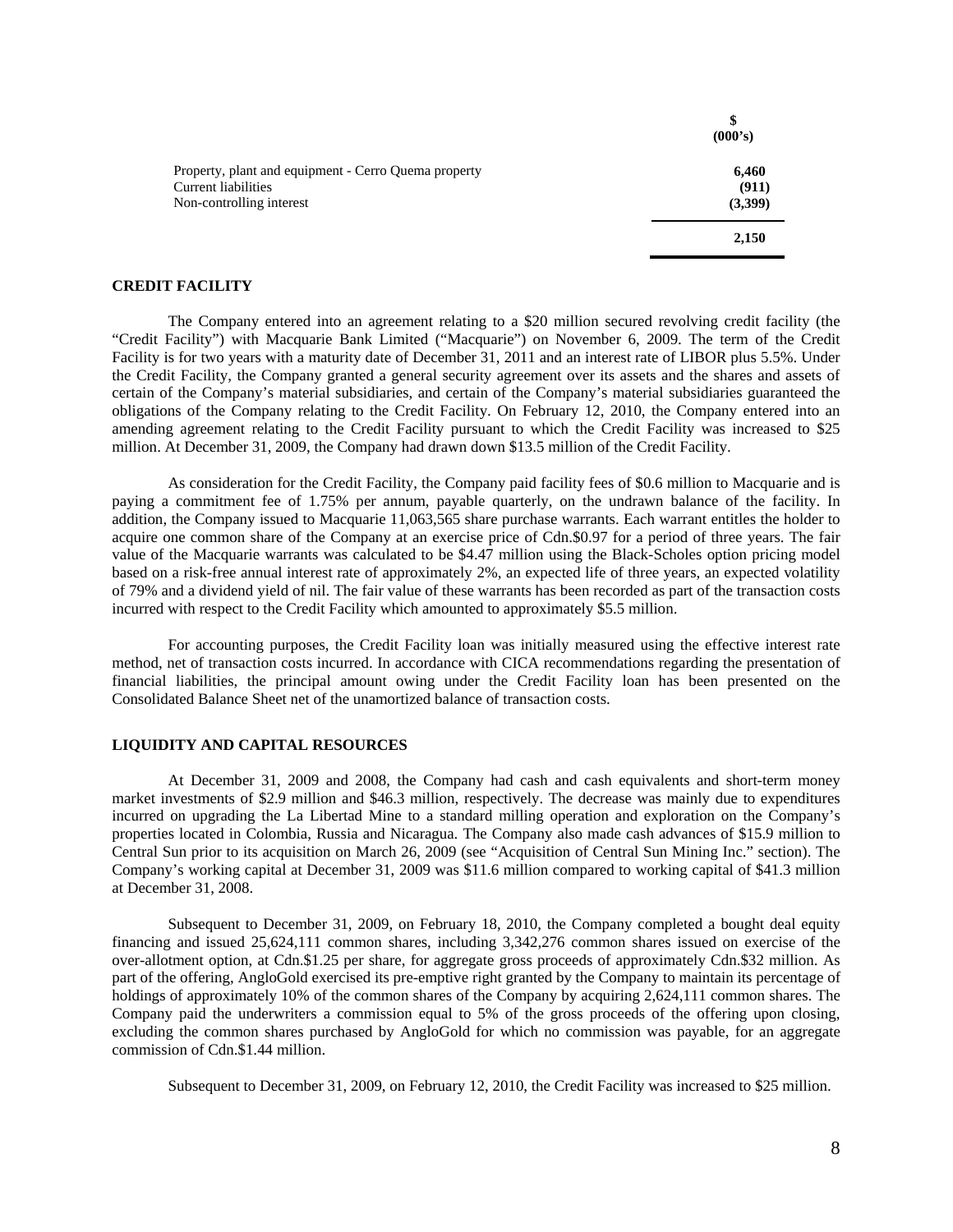| | $ (000's) |
|---|---|
| Property, plant and equipment - Cerro Quema property | 6,460 |
| Current liabilities | (911) |
| Non-controlling interest | (3,399) |
| | 2,150 |

## CREDIT FACILITY

The Company entered into an agreement relating to a $20 million secured revolving credit facility (the "Credit Facility") with Macquarie Bank Limited ("Macquarie") on November 6, 2009. The term of the Credit Facility is for two years with a maturity date of December 31, 2011 and an interest rate of LIBOR plus 5.5%. Under the Credit Facility, the Company granted a general security agreement over its assets and the shares and assets of certain of the Company's material subsidiaries, and certain of the Company's material subsidiaries guaranteed the obligations of the Company relating to the Credit Facility. On February 12, 2010, the Company entered into an amending agreement relating to the Credit Facility pursuant to which the Credit Facility was increased to $25 million. At December 31, 2009, the Company had drawn down $13.5 million of the Credit Facility.

As consideration for the Credit Facility, the Company paid facility fees of $0.6 million to Macquarie and is paying a commitment fee of 1.75% per annum, payable quarterly, on the undrawn balance of the facility. In addition, the Company issued to Macquarie 11,063,565 share purchase warrants. Each warrant entitles the holder to acquire one common share of the Company at an exercise price of Cdn.$0.97 for a period of three years. The fair value of the Macquarie warrants was calculated to be $4.47 million using the Black-Scholes option pricing model based on a risk-free annual interest rate of approximately 2%, an expected life of three years, an expected volatility of 79% and a dividend yield of nil. The fair value of these warrants has been recorded as part of the transaction costs incurred with respect to the Credit Facility which amounted to approximately $5.5 million.

For accounting purposes, the Credit Facility loan was initially measured using the effective interest rate method, net of transaction costs incurred. In accordance with CICA recommendations regarding the presentation of financial liabilities, the principal amount owing under the Credit Facility loan has been presented on the Consolidated Balance Sheet net of the unamortized balance of transaction costs.

## LIQUIDITY AND CAPITAL RESOURCES

At December 31, 2009 and 2008, the Company had cash and cash equivalents and short-term money market investments of $2.9 million and $46.3 million, respectively. The decrease was mainly due to expenditures incurred on upgrading the La Libertad Mine to a standard milling operation and exploration on the Company's properties located in Colombia, Russia and Nicaragua. The Company also made cash advances of $15.9 million to Central Sun prior to its acquisition on March 26, 2009 (see "Acquisition of Central Sun Mining Inc." section). The Company's working capital at December 31, 2009 was $11.6 million compared to working capital of $41.3 million at December 31, 2008.

Subsequent to December 31, 2009, on February 18, 2010, the Company completed a bought deal equity financing and issued 25,624,111 common shares, including 3,342,276 common shares issued on exercise of the over-allotment option, at Cdn.$1.25 per share, for aggregate gross proceeds of approximately Cdn.$32 million. As part of the offering, AngloGold exercised its pre-emptive right granted by the Company to maintain its percentage of holdings of approximately 10% of the common shares of the Company by acquiring 2,624,111 common shares. The Company paid the underwriters a commission equal to 5% of the gross proceeds of the offering upon closing, excluding the common shares purchased by AngloGold for which no commission was payable, for an aggregate commission of Cdn.$1.44 million.

Subsequent to December 31, 2009, on February 12, 2010, the Credit Facility was increased to $25 million.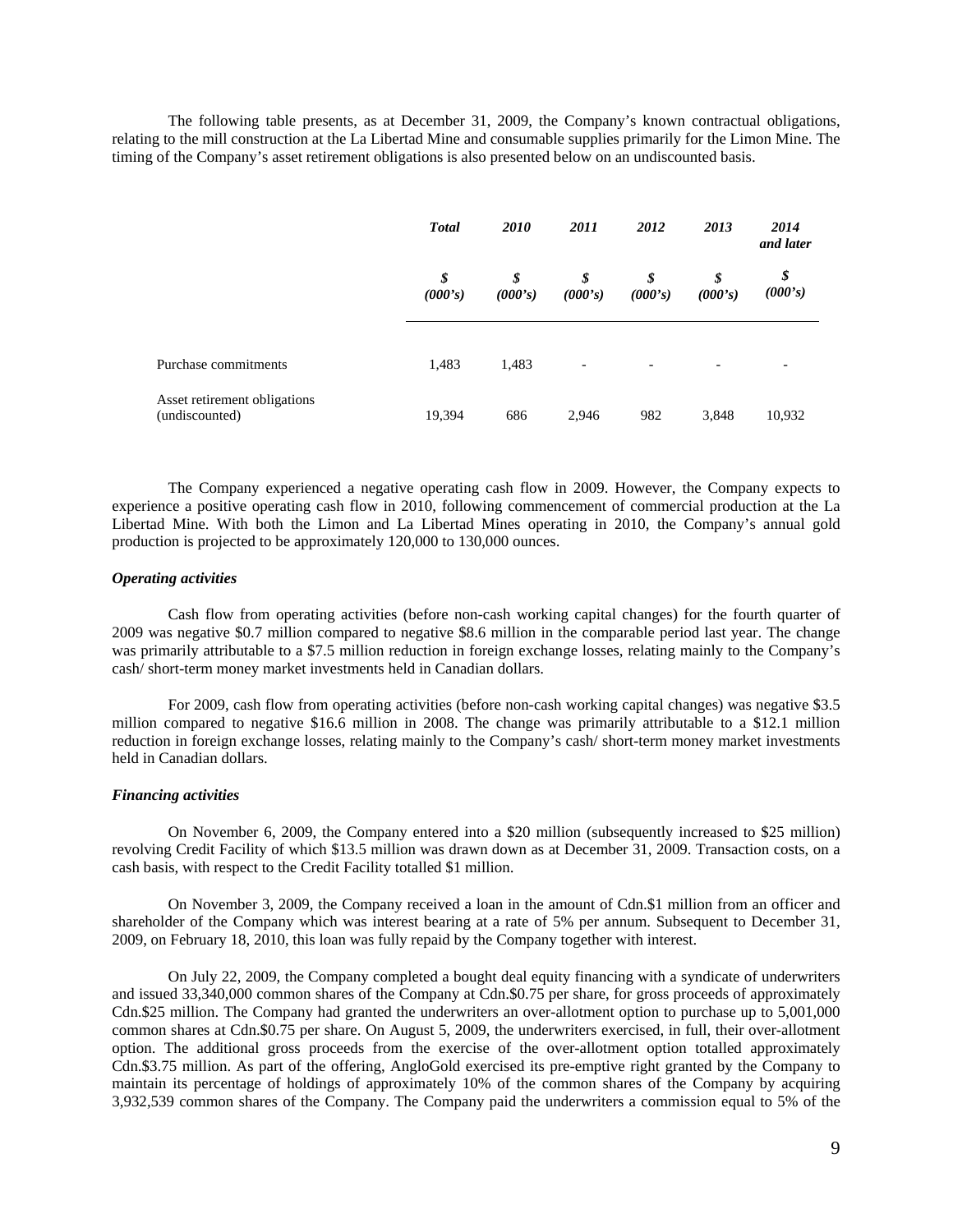The following table presents, as at December 31, 2009, the Company's known contractual obligations, relating to the mill construction at the La Libertad Mine and consumable supplies primarily for the Limon Mine. The timing of the Company's asset retirement obligations is also presented below on an undiscounted basis.

| | *Total* | *2010* | *2011* | *2012* | *2013* | *2014 and later* |
|---|---|---|---|---|---|---|
| | *$ (000's)* | *$ (000's)* | *$ (000's)* | *$ (000's)* | *$ (000's)* | *$ (000's)* |
| Purchase commitments | 1,483 | 1,483 | - | - | - | - |
| Asset retirement obligations (undiscounted) | 19,394 | 686 | 2,946 | 982 | 3,848 | 10,932 |

The Company experienced a negative operating cash flow in 2009. However, the Company expects to experience a positive operating cash flow in 2010, following commencement of commercial production at the La Libertad Mine. With both the Limon and La Libertad Mines operating in 2010, the Company's annual gold production is projected to be approximately 120,000 to 130,000 ounces.

### *Operating activities*

Cash flow from operating activities (before non-cash working capital changes) for the fourth quarter of 2009 was negative $0.7 million compared to negative $8.6 million in the comparable period last year. The change was primarily attributable to a $7.5 million reduction in foreign exchange losses, relating mainly to the Company's cash/ short-term money market investments held in Canadian dollars.

For 2009, cash flow from operating activities (before non-cash working capital changes) was negative $3.5 million compared to negative $16.6 million in 2008. The change was primarily attributable to a $12.1 million reduction in foreign exchange losses, relating mainly to the Company's cash/ short-term money market investments held in Canadian dollars.

### *Financing activities*

On November 6, 2009, the Company entered into a $20 million (subsequently increased to $25 million) revolving Credit Facility of which $13.5 million was drawn down as at December 31, 2009. Transaction costs, on a cash basis, with respect to the Credit Facility totalled $1 million.

On November 3, 2009, the Company received a loan in the amount of Cdn.$1 million from an officer and shareholder of the Company which was interest bearing at a rate of 5% per annum. Subsequent to December 31, 2009, on February 18, 2010, this loan was fully repaid by the Company together with interest.

On July 22, 2009, the Company completed a bought deal equity financing with a syndicate of underwriters and issued 33,340,000 common shares of the Company at Cdn.$0.75 per share, for gross proceeds of approximately Cdn.$25 million. The Company had granted the underwriters an over-allotment option to purchase up to 5,001,000 common shares at Cdn.$0.75 per share. On August 5, 2009, the underwriters exercised, in full, their over-allotment option. The additional gross proceeds from the exercise of the over-allotment option totalled approximately Cdn.$3.75 million. As part of the offering, AngloGold exercised its pre-emptive right granted by the Company to maintain its percentage of holdings of approximately 10% of the common shares of the Company by acquiring 3,932,539 common shares of the Company. The Company paid the underwriters a commission equal to 5% of the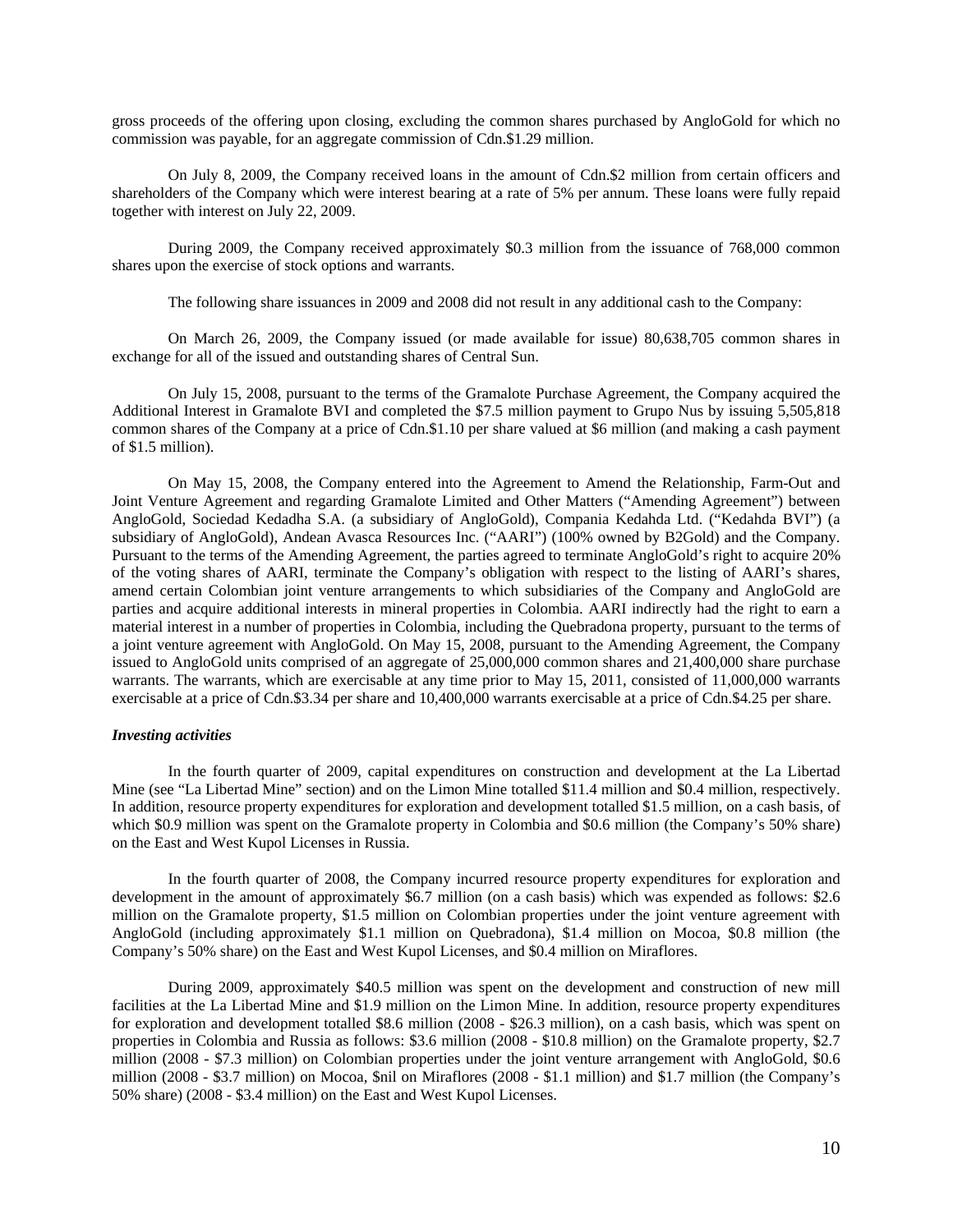gross proceeds of the offering upon closing, excluding the common shares purchased by AngloGold for which no commission was payable, for an aggregate commission of Cdn.$1.29 million.

On July 8, 2009, the Company received loans in the amount of Cdn.$2 million from certain officers and shareholders of the Company which were interest bearing at a rate of 5% per annum. These loans were fully repaid together with interest on July 22, 2009.

During 2009, the Company received approximately $0.3 million from the issuance of 768,000 common shares upon the exercise of stock options and warrants.

The following share issuances in 2009 and 2008 did not result in any additional cash to the Company:

On March 26, 2009, the Company issued (or made available for issue) 80,638,705 common shares in exchange for all of the issued and outstanding shares of Central Sun.

On July 15, 2008, pursuant to the terms of the Gramalote Purchase Agreement, the Company acquired the Additional Interest in Gramalote BVI and completed the $7.5 million payment to Grupo Nus by issuing 5,505,818 common shares of the Company at a price of Cdn.$1.10 per share valued at $6 million (and making a cash payment of $1.5 million).

On May 15, 2008, the Company entered into the Agreement to Amend the Relationship, Farm-Out and Joint Venture Agreement and regarding Gramalote Limited and Other Matters ("Amending Agreement") between AngloGold, Sociedad Kedadha S.A. (a subsidiary of AngloGold), Compania Kedahda Ltd. ("Kedahda BVI") (a subsidiary of AngloGold), Andean Avasca Resources Inc. ("AARI") (100% owned by B2Gold) and the Company. Pursuant to the terms of the Amending Agreement, the parties agreed to terminate AngloGold's right to acquire 20% of the voting shares of AARI, terminate the Company's obligation with respect to the listing of AARI's shares, amend certain Colombian joint venture arrangements to which subsidiaries of the Company and AngloGold are parties and acquire additional interests in mineral properties in Colombia. AARI indirectly had the right to earn a material interest in a number of properties in Colombia, including the Quebradona property, pursuant to the terms of a joint venture agreement with AngloGold. On May 15, 2008, pursuant to the Amending Agreement, the Company issued to AngloGold units comprised of an aggregate of 25,000,000 common shares and 21,400,000 share purchase warrants. The warrants, which are exercisable at any time prior to May 15, 2011, consisted of 11,000,000 warrants exercisable at a price of Cdn.$3.34 per share and 10,400,000 warrants exercisable at a price of Cdn.$4.25 per share.

***Investing activities***

In the fourth quarter of 2009, capital expenditures on construction and development at the La Libertad Mine (see "La Libertad Mine" section) and on the Limon Mine totalled $11.4 million and $0.4 million, respectively. In addition, resource property expenditures for exploration and development totalled $1.5 million, on a cash basis, of which $0.9 million was spent on the Gramalote property in Colombia and $0.6 million (the Company's 50% share) on the East and West Kupol Licenses in Russia.

In the fourth quarter of 2008, the Company incurred resource property expenditures for exploration and development in the amount of approximately $6.7 million (on a cash basis) which was expended as follows: $2.6 million on the Gramalote property, $1.5 million on Colombian properties under the joint venture agreement with AngloGold (including approximately $1.1 million on Quebradona), $1.4 million on Mocoa, $0.8 million (the Company's 50% share) on the East and West Kupol Licenses, and $0.4 million on Miraflores.

During 2009, approximately $40.5 million was spent on the development and construction of new mill facilities at the La Libertad Mine and $1.9 million on the Limon Mine. In addition, resource property expenditures for exploration and development totalled $8.6 million (2008 - $26.3 million), on a cash basis, which was spent on properties in Colombia and Russia as follows: $3.6 million (2008 - $10.8 million) on the Gramalote property, $2.7 million (2008 - $7.3 million) on Colombian properties under the joint venture arrangement with AngloGold, $0.6 million (2008 - $3.7 million) on Mocoa, $nil on Miraflores (2008 - $1.1 million) and $1.7 million (the Company's 50% share) (2008 - $3.4 million) on the East and West Kupol Licenses.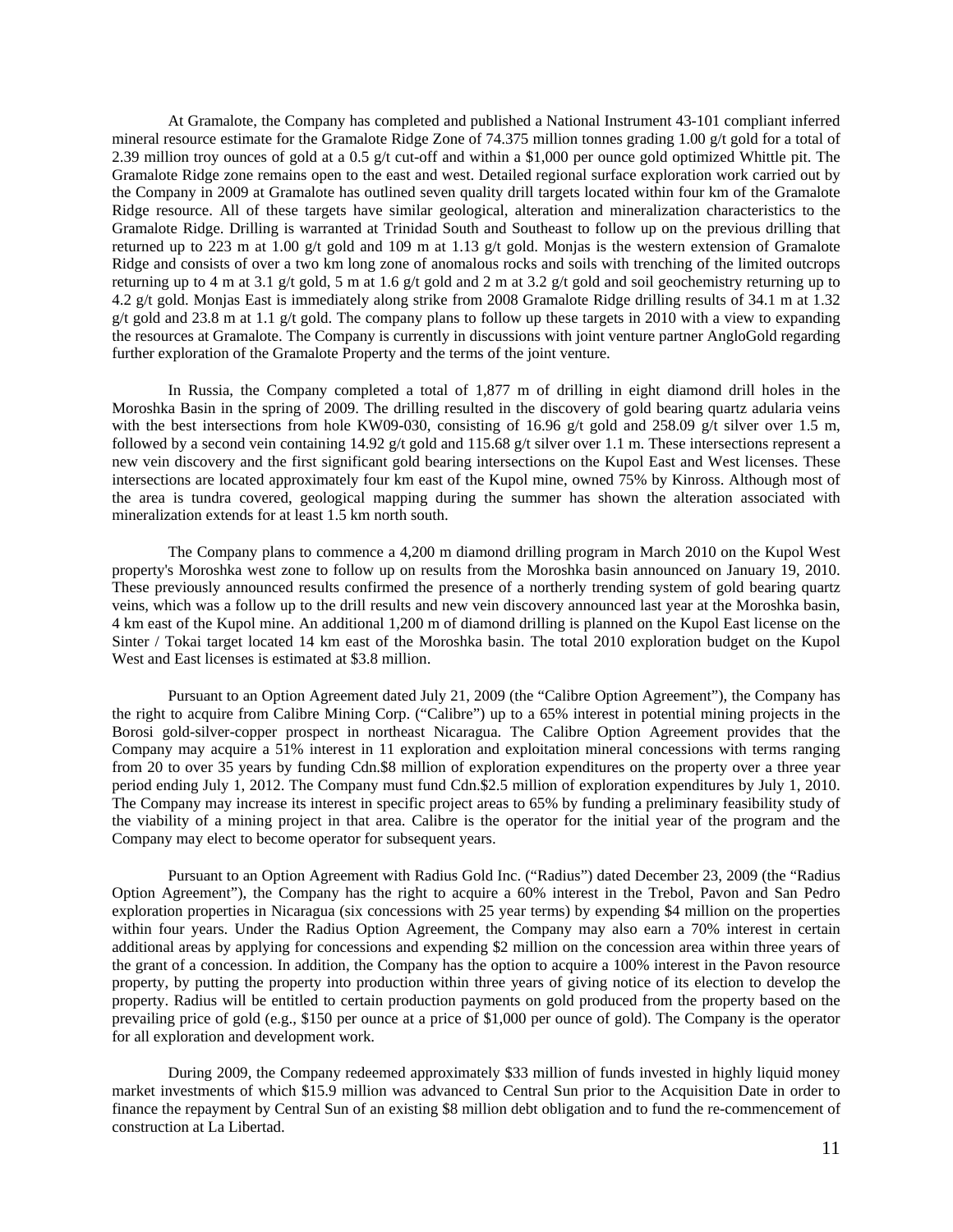At Gramalote, the Company has completed and published a National Instrument 43-101 compliant inferred mineral resource estimate for the Gramalote Ridge Zone of 74.375 million tonnes grading 1.00 g/t gold for a total of 2.39 million troy ounces of gold at a 0.5 g/t cut-off and within a $1,000 per ounce gold optimized Whittle pit. The Gramalote Ridge zone remains open to the east and west. Detailed regional surface exploration work carried out by the Company in 2009 at Gramalote has outlined seven quality drill targets located within four km of the Gramalote Ridge resource. All of these targets have similar geological, alteration and mineralization characteristics to the Gramalote Ridge. Drilling is warranted at Trinidad South and Southeast to follow up on the previous drilling that returned up to 223 m at 1.00 g/t gold and 109 m at 1.13 g/t gold. Monjas is the western extension of Gramalote Ridge and consists of over a two km long zone of anomalous rocks and soils with trenching of the limited outcrops returning up to 4 m at 3.1 g/t gold, 5 m at 1.6 g/t gold and 2 m at 3.2 g/t gold and soil geochemistry returning up to 4.2 g/t gold. Monjas East is immediately along strike from 2008 Gramalote Ridge drilling results of 34.1 m at 1.32 g/t gold and 23.8 m at 1.1 g/t gold. The company plans to follow up these targets in 2010 with a view to expanding the resources at Gramalote. The Company is currently in discussions with joint venture partner AngloGold regarding further exploration of the Gramalote Property and the terms of the joint venture.

In Russia, the Company completed a total of 1,877 m of drilling in eight diamond drill holes in the Moroshka Basin in the spring of 2009. The drilling resulted in the discovery of gold bearing quartz adularia veins with the best intersections from hole KW09-030, consisting of 16.96 g/t gold and 258.09 g/t silver over 1.5 m, followed by a second vein containing 14.92 g/t gold and 115.68 g/t silver over 1.1 m. These intersections represent a new vein discovery and the first significant gold bearing intersections on the Kupol East and West licenses. These intersections are located approximately four km east of the Kupol mine, owned 75% by Kinross. Although most of the area is tundra covered, geological mapping during the summer has shown the alteration associated with mineralization extends for at least 1.5 km north south.

The Company plans to commence a 4,200 m diamond drilling program in March 2010 on the Kupol West property's Moroshka west zone to follow up on results from the Moroshka basin announced on January 19, 2010. These previously announced results confirmed the presence of a northerly trending system of gold bearing quartz veins, which was a follow up to the drill results and new vein discovery announced last year at the Moroshka basin, 4 km east of the Kupol mine. An additional 1,200 m of diamond drilling is planned on the Kupol East license on the Sinter / Tokai target located 14 km east of the Moroshka basin. The total 2010 exploration budget on the Kupol West and East licenses is estimated at $3.8 million.

Pursuant to an Option Agreement dated July 21, 2009 (the "Calibre Option Agreement"), the Company has the right to acquire from Calibre Mining Corp. ("Calibre") up to a 65% interest in potential mining projects in the Borosi gold-silver-copper prospect in northeast Nicaragua. The Calibre Option Agreement provides that the Company may acquire a 51% interest in 11 exploration and exploitation mineral concessions with terms ranging from 20 to over 35 years by funding Cdn.$8 million of exploration expenditures on the property over a three year period ending July 1, 2012. The Company must fund Cdn.$2.5 million of exploration expenditures by July 1, 2010. The Company may increase its interest in specific project areas to 65% by funding a preliminary feasibility study of the viability of a mining project in that area. Calibre is the operator for the initial year of the program and the Company may elect to become operator for subsequent years.

Pursuant to an Option Agreement with Radius Gold Inc. ("Radius") dated December 23, 2009 (the "Radius Option Agreement"), the Company has the right to acquire a 60% interest in the Trebol, Pavon and San Pedro exploration properties in Nicaragua (six concessions with 25 year terms) by expending $4 million on the properties within four years. Under the Radius Option Agreement, the Company may also earn a 70% interest in certain additional areas by applying for concessions and expending $2 million on the concession area within three years of the grant of a concession. In addition, the Company has the option to acquire a 100% interest in the Pavon resource property, by putting the property into production within three years of giving notice of its election to develop the property. Radius will be entitled to certain production payments on gold produced from the property based on the prevailing price of gold (e.g., $150 per ounce at a price of $1,000 per ounce of gold). The Company is the operator for all exploration and development work.

During 2009, the Company redeemed approximately $33 million of funds invested in highly liquid money market investments of which $15.9 million was advanced to Central Sun prior to the Acquisition Date in order to finance the repayment by Central Sun of an existing $8 million debt obligation and to fund the re-commencement of construction at La Libertad.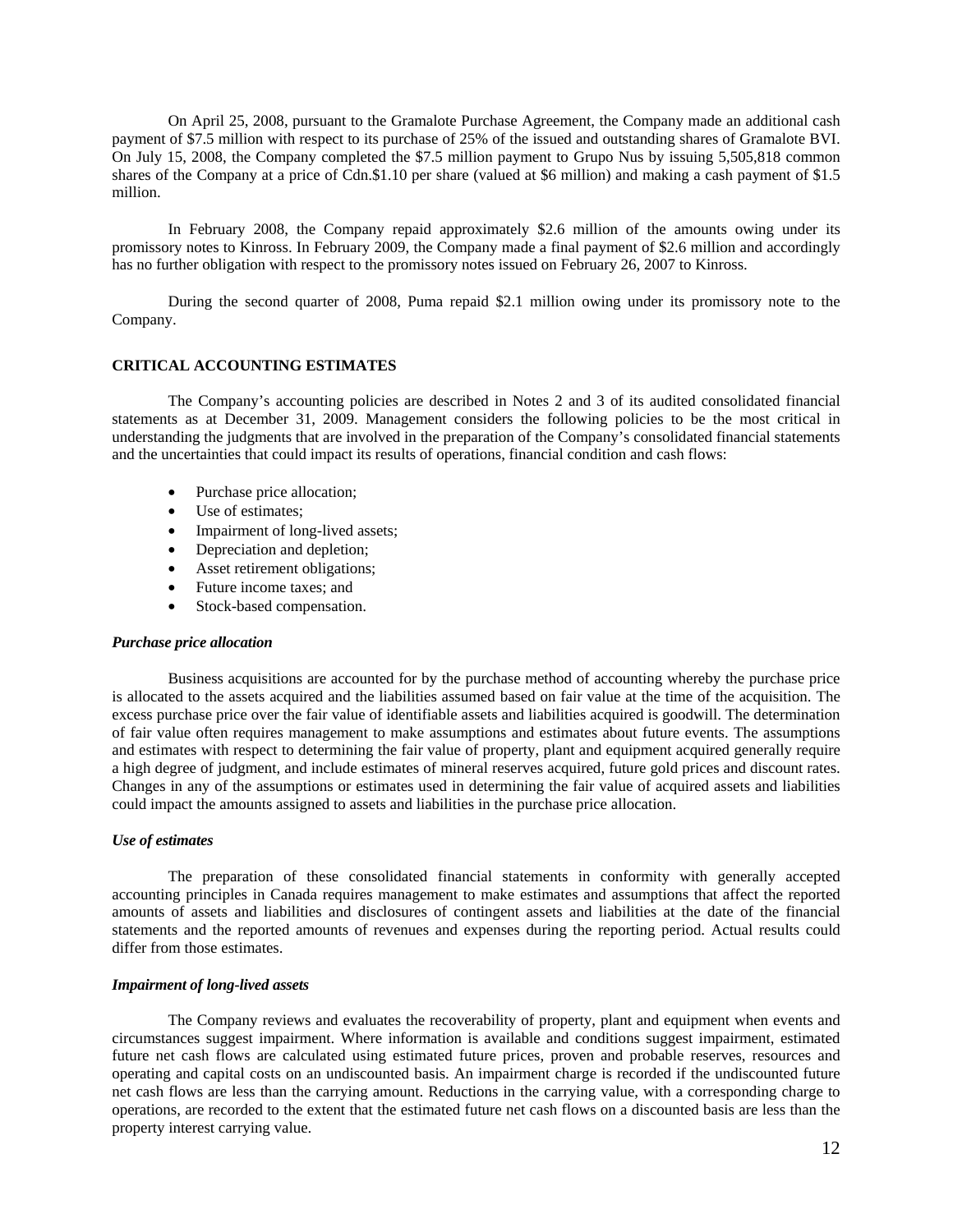On April 25, 2008, pursuant to the Gramalote Purchase Agreement, the Company made an additional cash payment of $7.5 million with respect to its purchase of 25% of the issued and outstanding shares of Gramalote BVI. On July 15, 2008, the Company completed the $7.5 million payment to Grupo Nus by issuing 5,505,818 common shares of the Company at a price of Cdn.$1.10 per share (valued at $6 million) and making a cash payment of $1.5 million.

In February 2008, the Company repaid approximately $2.6 million of the amounts owing under its promissory notes to Kinross. In February 2009, the Company made a final payment of $2.6 million and accordingly has no further obligation with respect to the promissory notes issued on February 26, 2007 to Kinross.

During the second quarter of 2008, Puma repaid $2.1 million owing under its promissory note to the Company.

## CRITICAL ACCOUNTING ESTIMATES

The Company's accounting policies are described in Notes 2 and 3 of its audited consolidated financial statements as at December 31, 2009. Management considers the following policies to be the most critical in understanding the judgments that are involved in the preparation of the Company's consolidated financial statements and the uncertainties that could impact its results of operations, financial condition and cash flows:

- Purchase price allocation;
- Use of estimates;
- Impairment of long-lived assets;
- Depreciation and depletion;
- Asset retirement obligations;
- Future income taxes; and
- Stock-based compensation.

### *Purchase price allocation*

Business acquisitions are accounted for by the purchase method of accounting whereby the purchase price is allocated to the assets acquired and the liabilities assumed based on fair value at the time of the acquisition. The excess purchase price over the fair value of identifiable assets and liabilities acquired is goodwill. The determination of fair value often requires management to make assumptions and estimates about future events. The assumptions and estimates with respect to determining the fair value of property, plant and equipment acquired generally require a high degree of judgment, and include estimates of mineral reserves acquired, future gold prices and discount rates. Changes in any of the assumptions or estimates used in determining the fair value of acquired assets and liabilities could impact the amounts assigned to assets and liabilities in the purchase price allocation.

### *Use of estimates*

The preparation of these consolidated financial statements in conformity with generally accepted accounting principles in Canada requires management to make estimates and assumptions that affect the reported amounts of assets and liabilities and disclosures of contingent assets and liabilities at the date of the financial statements and the reported amounts of revenues and expenses during the reporting period. Actual results could differ from those estimates.

### *Impairment of long-lived assets*

The Company reviews and evaluates the recoverability of property, plant and equipment when events and circumstances suggest impairment. Where information is available and conditions suggest impairment, estimated future net cash flows are calculated using estimated future prices, proven and probable reserves, resources and operating and capital costs on an undiscounted basis. An impairment charge is recorded if the undiscounted future net cash flows are less than the carrying amount. Reductions in the carrying value, with a corresponding charge to operations, are recorded to the extent that the estimated future net cash flows on a discounted basis are less than the property interest carrying value.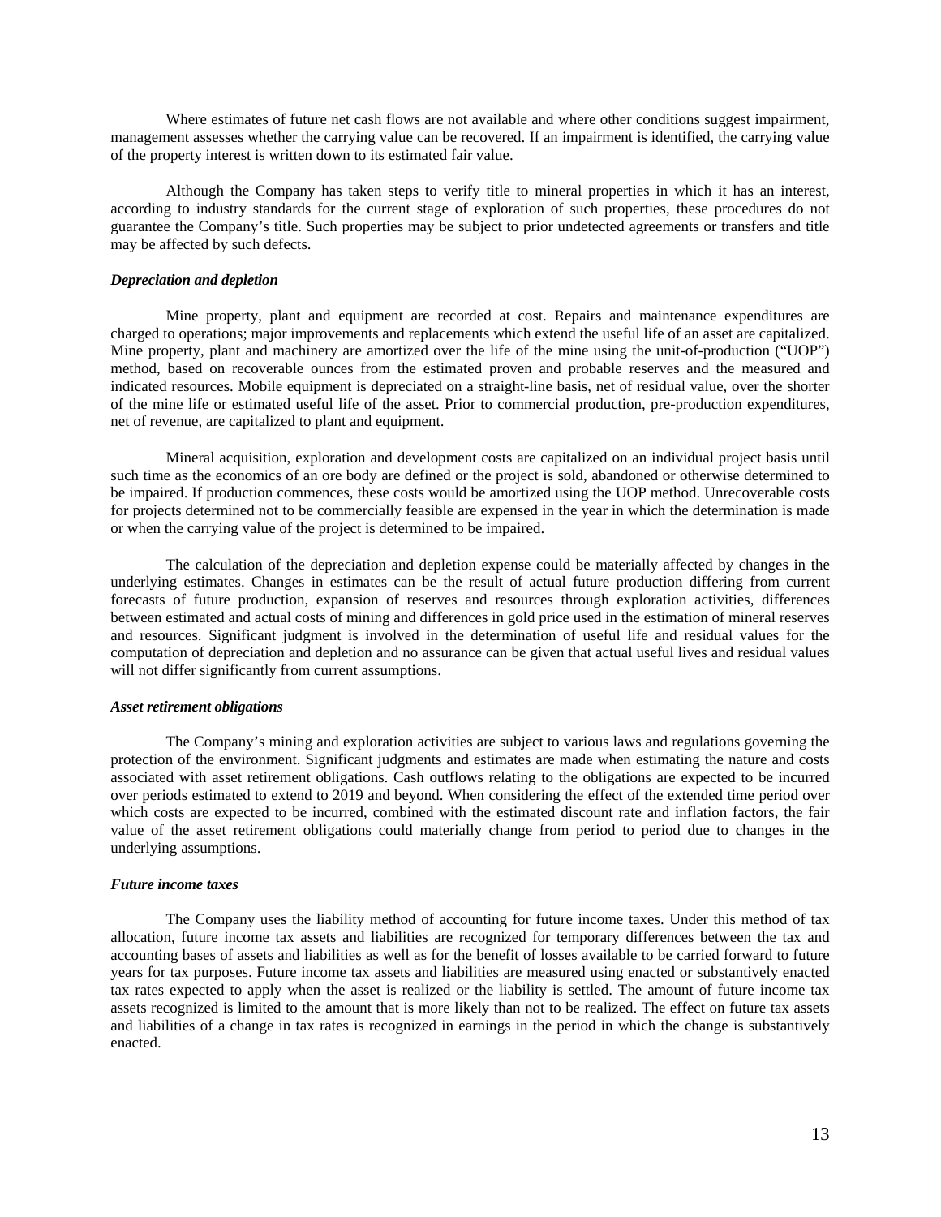Where estimates of future net cash flows are not available and where other conditions suggest impairment, management assesses whether the carrying value can be recovered. If an impairment is identified, the carrying value of the property interest is written down to its estimated fair value.

Although the Company has taken steps to verify title to mineral properties in which it has an interest, according to industry standards for the current stage of exploration of such properties, these procedures do not guarantee the Company's title. Such properties may be subject to prior undetected agreements or transfers and title may be affected by such defects.

***Depreciation and depletion***

Mine property, plant and equipment are recorded at cost. Repairs and maintenance expenditures are charged to operations; major improvements and replacements which extend the useful life of an asset are capitalized. Mine property, plant and machinery are amortized over the life of the mine using the unit-of-production ("UOP") method, based on recoverable ounces from the estimated proven and probable reserves and the measured and indicated resources. Mobile equipment is depreciated on a straight-line basis, net of residual value, over the shorter of the mine life or estimated useful life of the asset. Prior to commercial production, pre-production expenditures, net of revenue, are capitalized to plant and equipment.

Mineral acquisition, exploration and development costs are capitalized on an individual project basis until such time as the economics of an ore body are defined or the project is sold, abandoned or otherwise determined to be impaired. If production commences, these costs would be amortized using the UOP method. Unrecoverable costs for projects determined not to be commercially feasible are expensed in the year in which the determination is made or when the carrying value of the project is determined to be impaired.

The calculation of the depreciation and depletion expense could be materially affected by changes in the underlying estimates. Changes in estimates can be the result of actual future production differing from current forecasts of future production, expansion of reserves and resources through exploration activities, differences between estimated and actual costs of mining and differences in gold price used in the estimation of mineral reserves and resources. Significant judgment is involved in the determination of useful life and residual values for the computation of depreciation and depletion and no assurance can be given that actual useful lives and residual values will not differ significantly from current assumptions.

***Asset retirement obligations***

The Company's mining and exploration activities are subject to various laws and regulations governing the protection of the environment. Significant judgments and estimates are made when estimating the nature and costs associated with asset retirement obligations. Cash outflows relating to the obligations are expected to be incurred over periods estimated to extend to 2019 and beyond. When considering the effect of the extended time period over which costs are expected to be incurred, combined with the estimated discount rate and inflation factors, the fair value of the asset retirement obligations could materially change from period to period due to changes in the underlying assumptions.

***Future income taxes***

The Company uses the liability method of accounting for future income taxes. Under this method of tax allocation, future income tax assets and liabilities are recognized for temporary differences between the tax and accounting bases of assets and liabilities as well as for the benefit of losses available to be carried forward to future years for tax purposes. Future income tax assets and liabilities are measured using enacted or substantively enacted tax rates expected to apply when the asset is realized or the liability is settled. The amount of future income tax assets recognized is limited to the amount that is more likely than not to be realized. The effect on future tax assets and liabilities of a change in tax rates is recognized in earnings in the period in which the change is substantively enacted.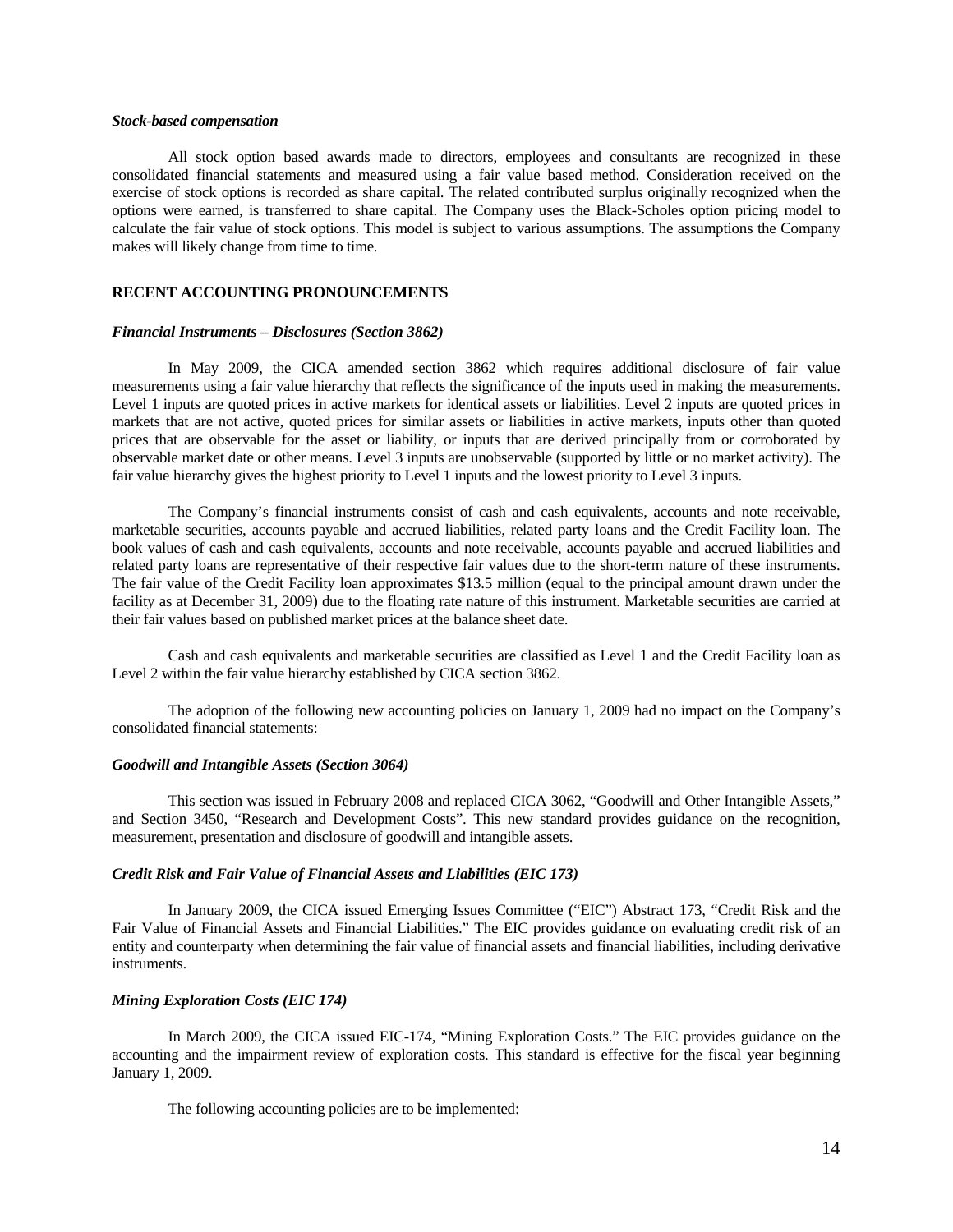***Stock-based compensation***

All stock option based awards made to directors, employees and consultants are recognized in these consolidated financial statements and measured using a fair value based method. Consideration received on the exercise of stock options is recorded as share capital. The related contributed surplus originally recognized when the options were earned, is transferred to share capital. The Company uses the Black-Scholes option pricing model to calculate the fair value of stock options. This model is subject to various assumptions. The assumptions the Company makes will likely change from time to time.

## RECENT ACCOUNTING PRONOUNCEMENTS

***Financial Instruments – Disclosures (Section 3862)***

In May 2009, the CICA amended section 3862 which requires additional disclosure of fair value measurements using a fair value hierarchy that reflects the significance of the inputs used in making the measurements. Level 1 inputs are quoted prices in active markets for identical assets or liabilities. Level 2 inputs are quoted prices in markets that are not active, quoted prices for similar assets or liabilities in active markets, inputs other than quoted prices that are observable for the asset or liability, or inputs that are derived principally from or corroborated by observable market date or other means. Level 3 inputs are unobservable (supported by little or no market activity). The fair value hierarchy gives the highest priority to Level 1 inputs and the lowest priority to Level 3 inputs.

The Company's financial instruments consist of cash and cash equivalents, accounts and note receivable, marketable securities, accounts payable and accrued liabilities, related party loans and the Credit Facility loan. The book values of cash and cash equivalents, accounts and note receivable, accounts payable and accrued liabilities and related party loans are representative of their respective fair values due to the short-term nature of these instruments. The fair value of the Credit Facility loan approximates $13.5 million (equal to the principal amount drawn under the facility as at December 31, 2009) due to the floating rate nature of this instrument. Marketable securities are carried at their fair values based on published market prices at the balance sheet date.

Cash and cash equivalents and marketable securities are classified as Level 1 and the Credit Facility loan as Level 2 within the fair value hierarchy established by CICA section 3862.

The adoption of the following new accounting policies on January 1, 2009 had no impact on the Company's consolidated financial statements:

***Goodwill and Intangible Assets (Section 3064)***

This section was issued in February 2008 and replaced CICA 3062, "Goodwill and Other Intangible Assets," and Section 3450, "Research and Development Costs". This new standard provides guidance on the recognition, measurement, presentation and disclosure of goodwill and intangible assets.

***Credit Risk and Fair Value of Financial Assets and Liabilities (EIC 173)***

In January 2009, the CICA issued Emerging Issues Committee ("EIC") Abstract 173, "Credit Risk and the Fair Value of Financial Assets and Financial Liabilities." The EIC provides guidance on evaluating credit risk of an entity and counterparty when determining the fair value of financial assets and financial liabilities, including derivative instruments.

***Mining Exploration Costs (EIC 174)***

In March 2009, the CICA issued EIC-174, "Mining Exploration Costs." The EIC provides guidance on the accounting and the impairment review of exploration costs. This standard is effective for the fiscal year beginning January 1, 2009.

The following accounting policies are to be implemented: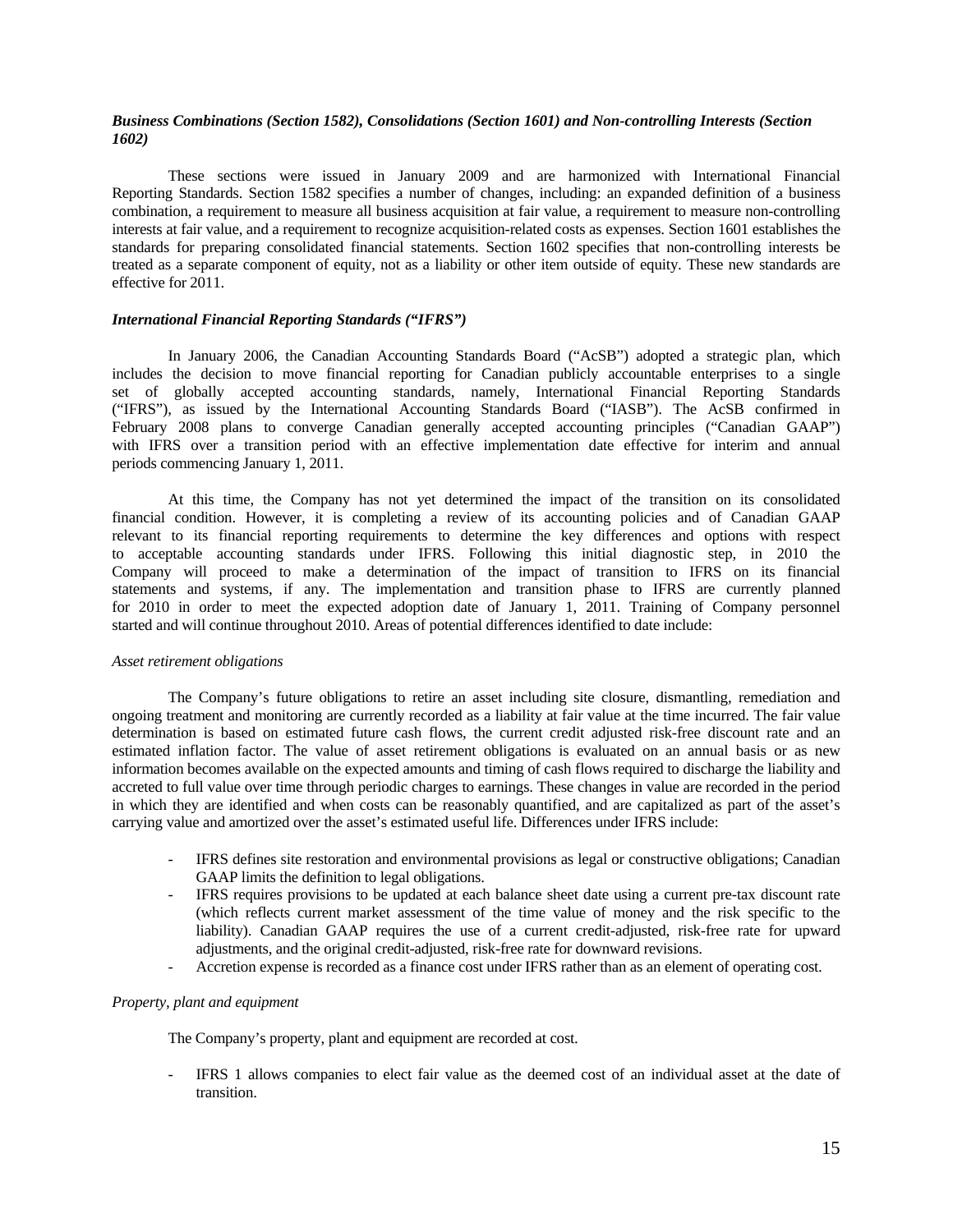### *Business Combinations (Section 1582), Consolidations (Section 1601) and Non-controlling Interests (Section 1602)*

These sections were issued in January 2009 and are harmonized with International Financial Reporting Standards. Section 1582 specifies a number of changes, including: an expanded definition of a business combination, a requirement to measure all business acquisition at fair value, a requirement to measure non-controlling interests at fair value, and a requirement to recognize acquisition-related costs as expenses. Section 1601 establishes the standards for preparing consolidated financial statements. Section 1602 specifies that non-controlling interests be treated as a separate component of equity, not as a liability or other item outside of equity. These new standards are effective for 2011.

### *International Financial Reporting Standards ("IFRS")*

In January 2006, the Canadian Accounting Standards Board ("AcSB") adopted a strategic plan, which includes the decision to move financial reporting for Canadian publicly accountable enterprises to a single set of globally accepted accounting standards, namely, International Financial Reporting Standards ("IFRS"), as issued by the International Accounting Standards Board ("IASB"). The AcSB confirmed in February 2008 plans to converge Canadian generally accepted accounting principles ("Canadian GAAP") with IFRS over a transition period with an effective implementation date effective for interim and annual periods commencing January 1, 2011.

At this time, the Company has not yet determined the impact of the transition on its consolidated financial condition. However, it is completing a review of its accounting policies and of Canadian GAAP relevant to its financial reporting requirements to determine the key differences and options with respect to acceptable accounting standards under IFRS. Following this initial diagnostic step, in 2010 the Company will proceed to make a determination of the impact of transition to IFRS on its financial statements and systems, if any. The implementation and transition phase to IFRS are currently planned for 2010 in order to meet the expected adoption date of January 1, 2011. Training of Company personnel started and will continue throughout 2010. Areas of potential differences identified to date include:

*Asset retirement obligations*

The Company's future obligations to retire an asset including site closure, dismantling, remediation and ongoing treatment and monitoring are currently recorded as a liability at fair value at the time incurred. The fair value determination is based on estimated future cash flows, the current credit adjusted risk-free discount rate and an estimated inflation factor. The value of asset retirement obligations is evaluated on an annual basis or as new information becomes available on the expected amounts and timing of cash flows required to discharge the liability and accreted to full value over time through periodic charges to earnings. These changes in value are recorded in the period in which they are identified and when costs can be reasonably quantified, and are capitalized as part of the asset's carrying value and amortized over the asset's estimated useful life. Differences under IFRS include:

- IFRS defines site restoration and environmental provisions as legal or constructive obligations; Canadian GAAP limits the definition to legal obligations.
- IFRS requires provisions to be updated at each balance sheet date using a current pre-tax discount rate (which reflects current market assessment of the time value of money and the risk specific to the liability). Canadian GAAP requires the use of a current credit-adjusted, risk-free rate for upward adjustments, and the original credit-adjusted, risk-free rate for downward revisions.
- Accretion expense is recorded as a finance cost under IFRS rather than as an element of operating cost.

*Property, plant and equipment*

The Company's property, plant and equipment are recorded at cost.

- IFRS 1 allows companies to elect fair value as the deemed cost of an individual asset at the date of transition.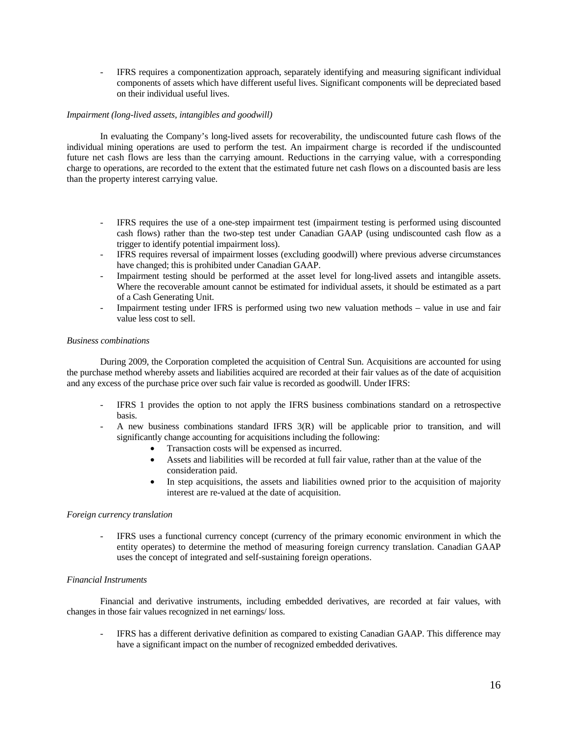- IFRS requires a componentization approach, separately identifying and measuring significant individual components of assets which have different useful lives. Significant components will be depreciated based on their individual useful lives.

*Impairment (long-lived assets, intangibles and goodwill)*

In evaluating the Company's long-lived assets for recoverability, the undiscounted future cash flows of the individual mining operations are used to perform the test. An impairment charge is recorded if the undiscounted future net cash flows are less than the carrying amount. Reductions in the carrying value, with a corresponding charge to operations, are recorded to the extent that the estimated future net cash flows on a discounted basis are less than the property interest carrying value.

- IFRS requires the use of a one-step impairment test (impairment testing is performed using discounted cash flows) rather than the two-step test under Canadian GAAP (using undiscounted cash flow as a trigger to identify potential impairment loss).
- IFRS requires reversal of impairment losses (excluding goodwill) where previous adverse circumstances have changed; this is prohibited under Canadian GAAP.
- Impairment testing should be performed at the asset level for long-lived assets and intangible assets. Where the recoverable amount cannot be estimated for individual assets, it should be estimated as a part of a Cash Generating Unit.
- Impairment testing under IFRS is performed using two new valuation methods – value in use and fair value less cost to sell.

*Business combinations*

During 2009, the Corporation completed the acquisition of Central Sun. Acquisitions are accounted for using the purchase method whereby assets and liabilities acquired are recorded at their fair values as of the date of acquisition and any excess of the purchase price over such fair value is recorded as goodwill. Under IFRS:

- IFRS 1 provides the option to not apply the IFRS business combinations standard on a retrospective basis.
- A new business combinations standard IFRS 3(R) will be applicable prior to transition, and will significantly change accounting for acquisitions including the following:
  - Transaction costs will be expensed as incurred.
  - Assets and liabilities will be recorded at full fair value, rather than at the value of the consideration paid.
  - In step acquisitions, the assets and liabilities owned prior to the acquisition of majority interest are re-valued at the date of acquisition.

*Foreign currency translation*

- IFRS uses a functional currency concept (currency of the primary economic environment in which the entity operates) to determine the method of measuring foreign currency translation. Canadian GAAP uses the concept of integrated and self-sustaining foreign operations.

*Financial Instruments*

Financial and derivative instruments, including embedded derivatives, are recorded at fair values, with changes in those fair values recognized in net earnings/ loss.

- IFRS has a different derivative definition as compared to existing Canadian GAAP. This difference may have a significant impact on the number of recognized embedded derivatives.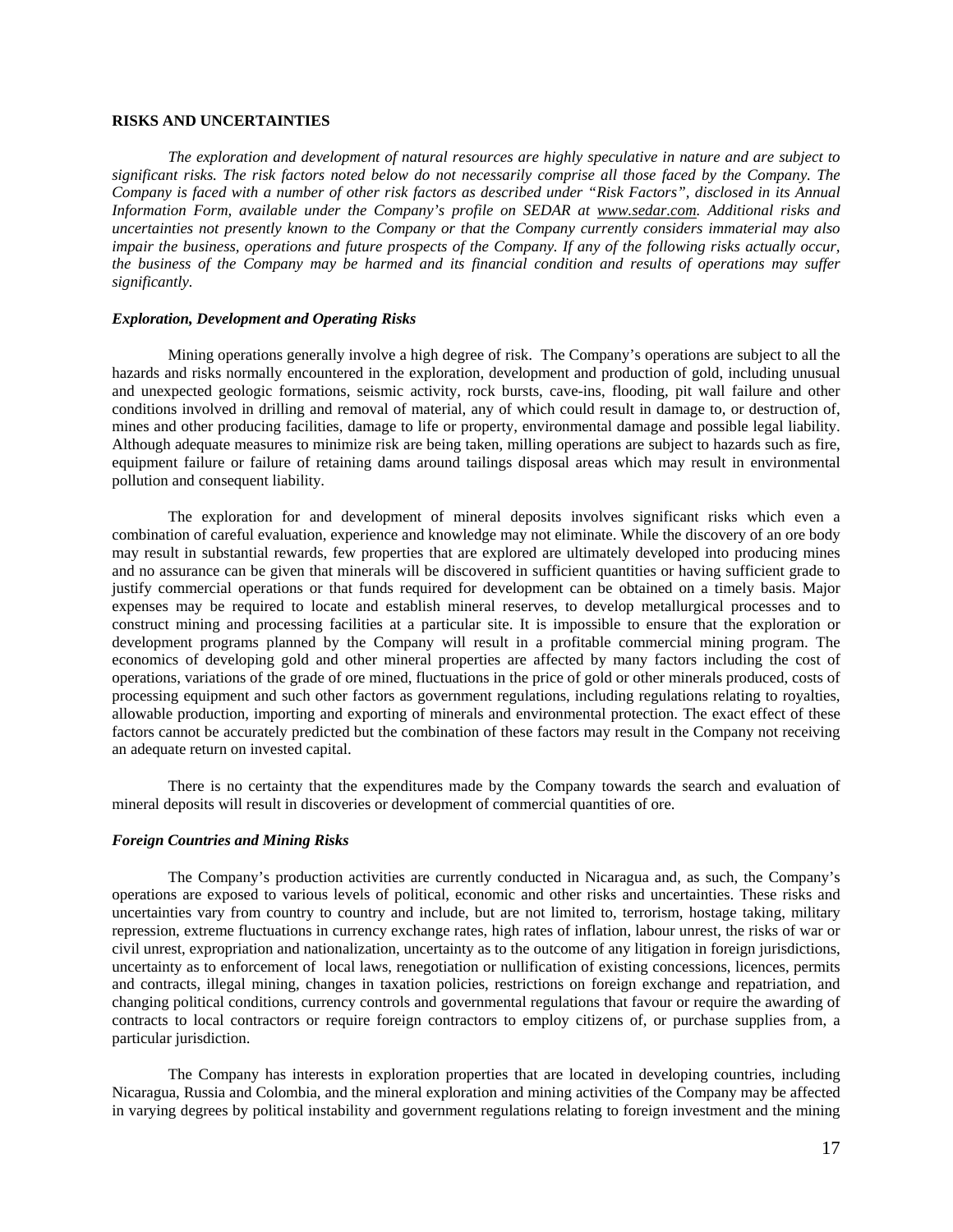**RISKS AND UNCERTAINTIES**

*The exploration and development of natural resources are highly speculative in nature and are subject to significant risks. The risk factors noted below do not necessarily comprise all those faced by the Company. The Company is faced with a number of other risk factors as described under "Risk Factors", disclosed in its Annual Information Form, available under the Company's profile on SEDAR at www.sedar.com. Additional risks and uncertainties not presently known to the Company or that the Company currently considers immaterial may also impair the business, operations and future prospects of the Company. If any of the following risks actually occur, the business of the Company may be harmed and its financial condition and results of operations may suffer significantly.*

***Exploration, Development and Operating Risks***

Mining operations generally involve a high degree of risk. The Company's operations are subject to all the hazards and risks normally encountered in the exploration, development and production of gold, including unusual and unexpected geologic formations, seismic activity, rock bursts, cave-ins, flooding, pit wall failure and other conditions involved in drilling and removal of material, any of which could result in damage to, or destruction of, mines and other producing facilities, damage to life or property, environmental damage and possible legal liability. Although adequate measures to minimize risk are being taken, milling operations are subject to hazards such as fire, equipment failure or failure of retaining dams around tailings disposal areas which may result in environmental pollution and consequent liability.

The exploration for and development of mineral deposits involves significant risks which even a combination of careful evaluation, experience and knowledge may not eliminate. While the discovery of an ore body may result in substantial rewards, few properties that are explored are ultimately developed into producing mines and no assurance can be given that minerals will be discovered in sufficient quantities or having sufficient grade to justify commercial operations or that funds required for development can be obtained on a timely basis. Major expenses may be required to locate and establish mineral reserves, to develop metallurgical processes and to construct mining and processing facilities at a particular site. It is impossible to ensure that the exploration or development programs planned by the Company will result in a profitable commercial mining program. The economics of developing gold and other mineral properties are affected by many factors including the cost of operations, variations of the grade of ore mined, fluctuations in the price of gold or other minerals produced, costs of processing equipment and such other factors as government regulations, including regulations relating to royalties, allowable production, importing and exporting of minerals and environmental protection. The exact effect of these factors cannot be accurately predicted but the combination of these factors may result in the Company not receiving an adequate return on invested capital.

There is no certainty that the expenditures made by the Company towards the search and evaluation of mineral deposits will result in discoveries or development of commercial quantities of ore.

***Foreign Countries and Mining Risks***

The Company's production activities are currently conducted in Nicaragua and, as such, the Company's operations are exposed to various levels of political, economic and other risks and uncertainties. These risks and uncertainties vary from country to country and include, but are not limited to, terrorism, hostage taking, military repression, extreme fluctuations in currency exchange rates, high rates of inflation, labour unrest, the risks of war or civil unrest, expropriation and nationalization, uncertainty as to the outcome of any litigation in foreign jurisdictions, uncertainty as to enforcement of local laws, renegotiation or nullification of existing concessions, licences, permits and contracts, illegal mining, changes in taxation policies, restrictions on foreign exchange and repatriation, and changing political conditions, currency controls and governmental regulations that favour or require the awarding of contracts to local contractors or require foreign contractors to employ citizens of, or purchase supplies from, a particular jurisdiction.

The Company has interests in exploration properties that are located in developing countries, including Nicaragua, Russia and Colombia, and the mineral exploration and mining activities of the Company may be affected in varying degrees by political instability and government regulations relating to foreign investment and the mining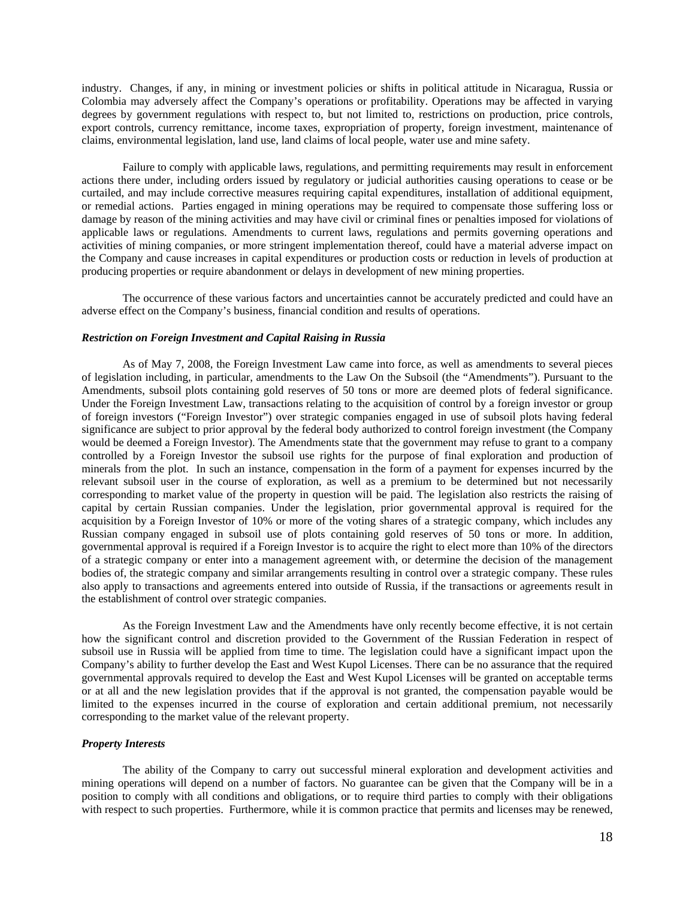industry. Changes, if any, in mining or investment policies or shifts in political attitude in Nicaragua, Russia or Colombia may adversely affect the Company's operations or profitability. Operations may be affected in varying degrees by government regulations with respect to, but not limited to, restrictions on production, price controls, export controls, currency remittance, income taxes, expropriation of property, foreign investment, maintenance of claims, environmental legislation, land use, land claims of local people, water use and mine safety.

Failure to comply with applicable laws, regulations, and permitting requirements may result in enforcement actions there under, including orders issued by regulatory or judicial authorities causing operations to cease or be curtailed, and may include corrective measures requiring capital expenditures, installation of additional equipment, or remedial actions. Parties engaged in mining operations may be required to compensate those suffering loss or damage by reason of the mining activities and may have civil or criminal fines or penalties imposed for violations of applicable laws or regulations. Amendments to current laws, regulations and permits governing operations and activities of mining companies, or more stringent implementation thereof, could have a material adverse impact on the Company and cause increases in capital expenditures or production costs or reduction in levels of production at producing properties or require abandonment or delays in development of new mining properties.

The occurrence of these various factors and uncertainties cannot be accurately predicted and could have an adverse effect on the Company's business, financial condition and results of operations.

***Restriction on Foreign Investment and Capital Raising in Russia***

As of May 7, 2008, the Foreign Investment Law came into force, as well as amendments to several pieces of legislation including, in particular, amendments to the Law On the Subsoil (the "Amendments"). Pursuant to the Amendments, subsoil plots containing gold reserves of 50 tons or more are deemed plots of federal significance. Under the Foreign Investment Law, transactions relating to the acquisition of control by a foreign investor or group of foreign investors ("Foreign Investor") over strategic companies engaged in use of subsoil plots having federal significance are subject to prior approval by the federal body authorized to control foreign investment (the Company would be deemed a Foreign Investor). The Amendments state that the government may refuse to grant to a company controlled by a Foreign Investor the subsoil use rights for the purpose of final exploration and production of minerals from the plot. In such an instance, compensation in the form of a payment for expenses incurred by the relevant subsoil user in the course of exploration, as well as a premium to be determined but not necessarily corresponding to market value of the property in question will be paid. The legislation also restricts the raising of capital by certain Russian companies. Under the legislation, prior governmental approval is required for the acquisition by a Foreign Investor of 10% or more of the voting shares of a strategic company, which includes any Russian company engaged in subsoil use of plots containing gold reserves of 50 tons or more. In addition, governmental approval is required if a Foreign Investor is to acquire the right to elect more than 10% of the directors of a strategic company or enter into a management agreement with, or determine the decision of the management bodies of, the strategic company and similar arrangements resulting in control over a strategic company. These rules also apply to transactions and agreements entered into outside of Russia, if the transactions or agreements result in the establishment of control over strategic companies.

As the Foreign Investment Law and the Amendments have only recently become effective, it is not certain how the significant control and discretion provided to the Government of the Russian Federation in respect of subsoil use in Russia will be applied from time to time. The legislation could have a significant impact upon the Company's ability to further develop the East and West Kupol Licenses. There can be no assurance that the required governmental approvals required to develop the East and West Kupol Licenses will be granted on acceptable terms or at all and the new legislation provides that if the approval is not granted, the compensation payable would be limited to the expenses incurred in the course of exploration and certain additional premium, not necessarily corresponding to the market value of the relevant property.

***Property Interests***

The ability of the Company to carry out successful mineral exploration and development activities and mining operations will depend on a number of factors. No guarantee can be given that the Company will be in a position to comply with all conditions and obligations, or to require third parties to comply with their obligations with respect to such properties. Furthermore, while it is common practice that permits and licenses may be renewed,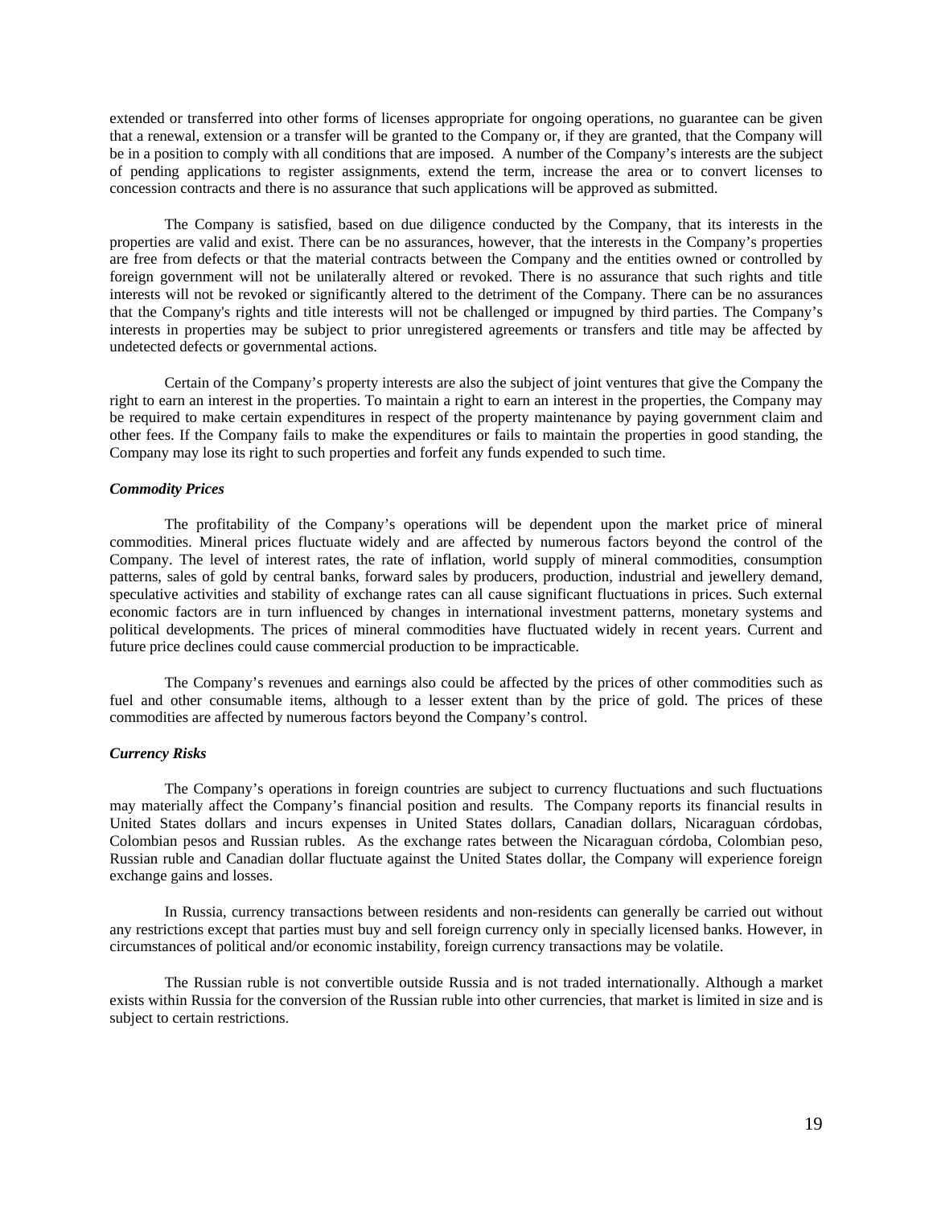extended or transferred into other forms of licenses appropriate for ongoing operations, no guarantee can be given that a renewal, extension or a transfer will be granted to the Company or, if they are granted, that the Company will be in a position to comply with all conditions that are imposed. A number of the Company's interests are the subject of pending applications to register assignments, extend the term, increase the area or to convert licenses to concession contracts and there is no assurance that such applications will be approved as submitted.

The Company is satisfied, based on due diligence conducted by the Company, that its interests in the properties are valid and exist. There can be no assurances, however, that the interests in the Company's properties are free from defects or that the material contracts between the Company and the entities owned or controlled by foreign government will not be unilaterally altered or revoked. There is no assurance that such rights and title interests will not be revoked or significantly altered to the detriment of the Company. There can be no assurances that the Company's rights and title interests will not be challenged or impugned by third parties. The Company's interests in properties may be subject to prior unregistered agreements or transfers and title may be affected by undetected defects or governmental actions.

Certain of the Company's property interests are also the subject of joint ventures that give the Company the right to earn an interest in the properties. To maintain a right to earn an interest in the properties, the Company may be required to make certain expenditures in respect of the property maintenance by paying government claim and other fees. If the Company fails to make the expenditures or fails to maintain the properties in good standing, the Company may lose its right to such properties and forfeit any funds expended to such time.

***Commodity Prices***

The profitability of the Company's operations will be dependent upon the market price of mineral commodities. Mineral prices fluctuate widely and are affected by numerous factors beyond the control of the Company. The level of interest rates, the rate of inflation, world supply of mineral commodities, consumption patterns, sales of gold by central banks, forward sales by producers, production, industrial and jewellery demand, speculative activities and stability of exchange rates can all cause significant fluctuations in prices. Such external economic factors are in turn influenced by changes in international investment patterns, monetary systems and political developments. The prices of mineral commodities have fluctuated widely in recent years. Current and future price declines could cause commercial production to be impracticable.

The Company's revenues and earnings also could be affected by the prices of other commodities such as fuel and other consumable items, although to a lesser extent than by the price of gold. The prices of these commodities are affected by numerous factors beyond the Company's control.

***Currency Risks***

The Company's operations in foreign countries are subject to currency fluctuations and such fluctuations may materially affect the Company's financial position and results. The Company reports its financial results in United States dollars and incurs expenses in United States dollars, Canadian dollars, Nicaraguan córdobas, Colombian pesos and Russian rubles. As the exchange rates between the Nicaraguan córdoba, Colombian peso, Russian ruble and Canadian dollar fluctuate against the United States dollar, the Company will experience foreign exchange gains and losses.

In Russia, currency transactions between residents and non-residents can generally be carried out without any restrictions except that parties must buy and sell foreign currency only in specially licensed banks. However, in circumstances of political and/or economic instability, foreign currency transactions may be volatile.

The Russian ruble is not convertible outside Russia and is not traded internationally. Although a market exists within Russia for the conversion of the Russian ruble into other currencies, that market is limited in size and is subject to certain restrictions.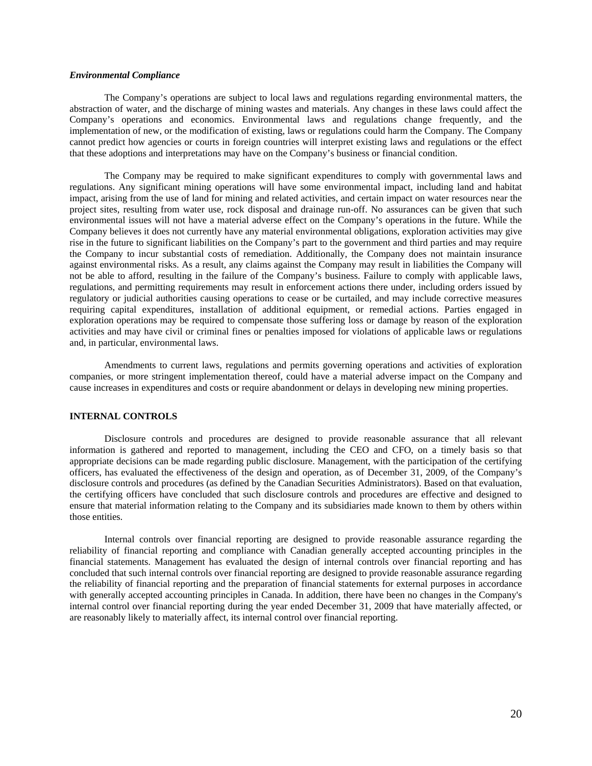### *Environmental Compliance*

The Company's operations are subject to local laws and regulations regarding environmental matters, the abstraction of water, and the discharge of mining wastes and materials. Any changes in these laws could affect the Company's operations and economics. Environmental laws and regulations change frequently, and the implementation of new, or the modification of existing, laws or regulations could harm the Company. The Company cannot predict how agencies or courts in foreign countries will interpret existing laws and regulations or the effect that these adoptions and interpretations may have on the Company's business or financial condition.

The Company may be required to make significant expenditures to comply with governmental laws and regulations. Any significant mining operations will have some environmental impact, including land and habitat impact, arising from the use of land for mining and related activities, and certain impact on water resources near the project sites, resulting from water use, rock disposal and drainage run-off. No assurances can be given that such environmental issues will not have a material adverse effect on the Company's operations in the future. While the Company believes it does not currently have any material environmental obligations, exploration activities may give rise in the future to significant liabilities on the Company's part to the government and third parties and may require the Company to incur substantial costs of remediation. Additionally, the Company does not maintain insurance against environmental risks. As a result, any claims against the Company may result in liabilities the Company will not be able to afford, resulting in the failure of the Company's business. Failure to comply with applicable laws, regulations, and permitting requirements may result in enforcement actions there under, including orders issued by regulatory or judicial authorities causing operations to cease or be curtailed, and may include corrective measures requiring capital expenditures, installation of additional equipment, or remedial actions. Parties engaged in exploration operations may be required to compensate those suffering loss or damage by reason of the exploration activities and may have civil or criminal fines or penalties imposed for violations of applicable laws or regulations and, in particular, environmental laws.

Amendments to current laws, regulations and permits governing operations and activities of exploration companies, or more stringent implementation thereof, could have a material adverse impact on the Company and cause increases in expenditures and costs or require abandonment or delays in developing new mining properties.

## INTERNAL CONTROLS

Disclosure controls and procedures are designed to provide reasonable assurance that all relevant information is gathered and reported to management, including the CEO and CFO, on a timely basis so that appropriate decisions can be made regarding public disclosure. Management, with the participation of the certifying officers, has evaluated the effectiveness of the design and operation, as of December 31, 2009, of the Company's disclosure controls and procedures (as defined by the Canadian Securities Administrators). Based on that evaluation, the certifying officers have concluded that such disclosure controls and procedures are effective and designed to ensure that material information relating to the Company and its subsidiaries made known to them by others within those entities.

Internal controls over financial reporting are designed to provide reasonable assurance regarding the reliability of financial reporting and compliance with Canadian generally accepted accounting principles in the financial statements. Management has evaluated the design of internal controls over financial reporting and has concluded that such internal controls over financial reporting are designed to provide reasonable assurance regarding the reliability of financial reporting and the preparation of financial statements for external purposes in accordance with generally accepted accounting principles in Canada. In addition, there have been no changes in the Company's internal control over financial reporting during the year ended December 31, 2009 that have materially affected, or are reasonably likely to materially affect, its internal control over financial reporting.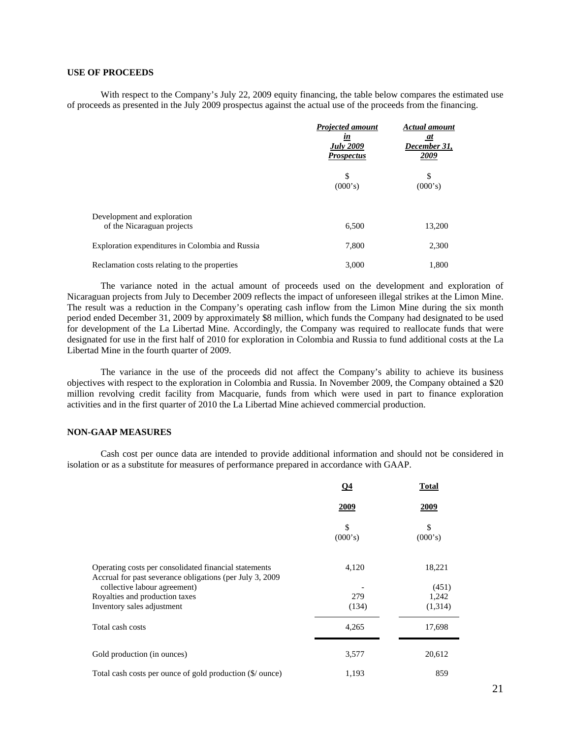**USE OF PROCEEDS**

With respect to the Company's July 22, 2009 equity financing, the table below compares the estimated use of proceeds as presented in the July 2009 prospectus against the actual use of the proceeds from the financing.

| | ***Projected amount in July 2009 Prospectus*** | ***Actual amount at December 31, 2009*** |
|---|---|---|
| | $ (000's) | $ (000's) |
| Development and exploration of the Nicaraguan projects | 6,500 | 13,200 |
| Exploration expenditures in Colombia and Russia | 7,800 | 2,300 |
| Reclamation costs relating to the properties | 3,000 | 1,800 |

The variance noted in the actual amount of proceeds used on the development and exploration of Nicaraguan projects from July to December 2009 reflects the impact of unforeseen illegal strikes at the Limon Mine. The result was a reduction in the Company's operating cash inflow from the Limon Mine during the six month period ended December 31, 2009 by approximately $8 million, which funds the Company had designated to be used for development of the La Libertad Mine. Accordingly, the Company was required to reallocate funds that were designated for use in the first half of 2010 for exploration in Colombia and Russia to fund additional costs at the La Libertad Mine in the fourth quarter of 2009.

The variance in the use of the proceeds did not affect the Company's ability to achieve its business objectives with respect to the exploration in Colombia and Russia. In November 2009, the Company obtained a $20 million revolving credit facility from Macquarie, funds from which were used in part to finance exploration activities and in the first quarter of 2010 the La Libertad Mine achieved commercial production.

**NON-GAAP MEASURES**

Cash cost per ounce data are intended to provide additional information and should not be considered in isolation or as a substitute for measures of performance prepared in accordance with GAAP.

| | **Q4 2009** | **Total 2009** |
|---|---|---|
| | $ (000's) | $ (000's) |
| Operating costs per consolidated financial statements | 4,120 | 18,221 |
| Accrual for past severance obligations (per July 3, 2009 collective labour agreement) | - | (451) |
| Royalties and production taxes | 279 | 1,242 |
| Inventory sales adjustment | (134) | (1,314) |
| Total cash costs | 4,265 | 17,698 |
| Gold production (in ounces) | 3,577 | 20,612 |
| Total cash costs per ounce of gold production ($/ ounce) | 1,193 | 859 |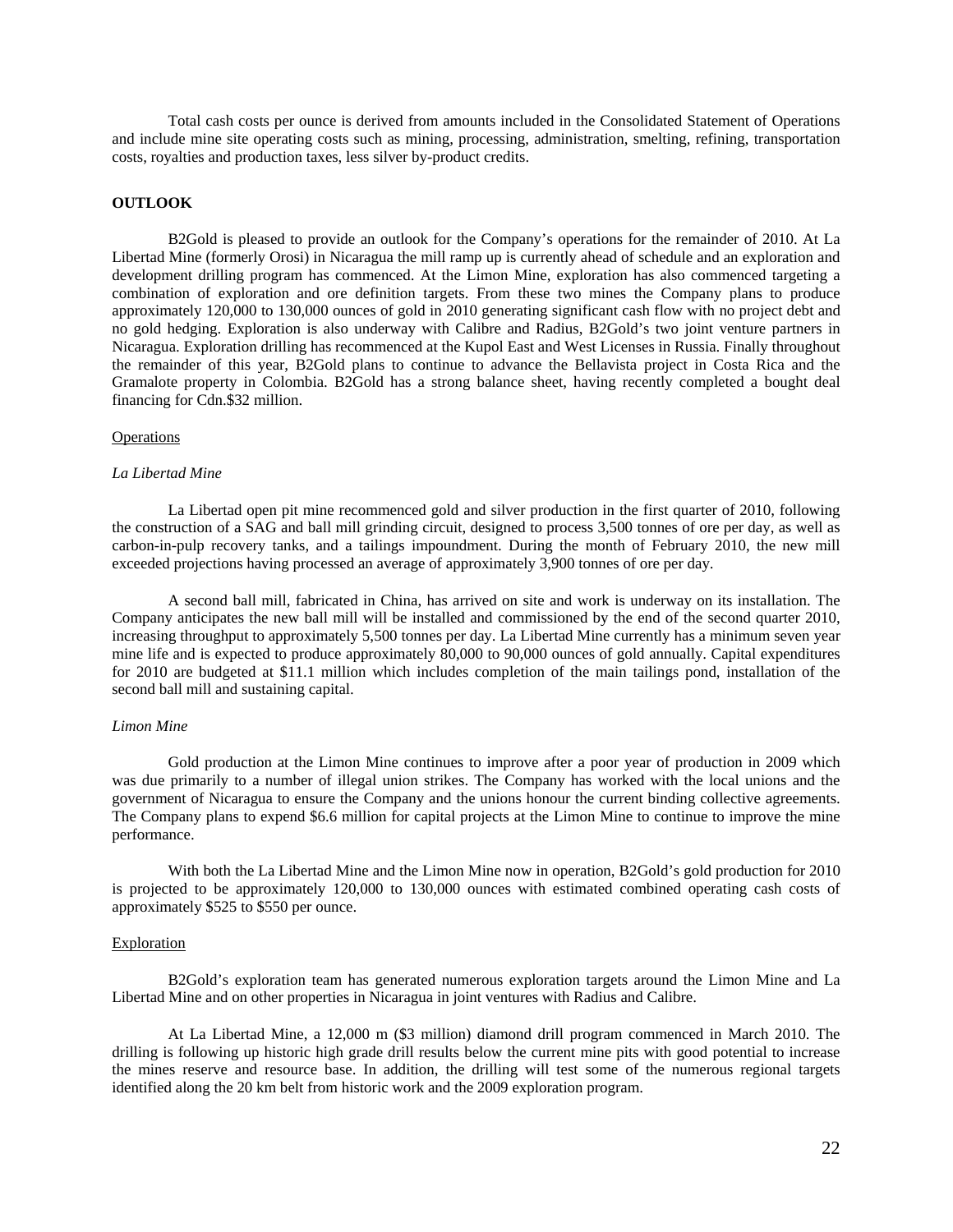Total cash costs per ounce is derived from amounts included in the Consolidated Statement of Operations and include mine site operating costs such as mining, processing, administration, smelting, refining, transportation costs, royalties and production taxes, less silver by-product credits.

## OUTLOOK

B2Gold is pleased to provide an outlook for the Company's operations for the remainder of 2010. At La Libertad Mine (formerly Orosi) in Nicaragua the mill ramp up is currently ahead of schedule and an exploration and development drilling program has commenced. At the Limon Mine, exploration has also commenced targeting a combination of exploration and ore definition targets. From these two mines the Company plans to produce approximately 120,000 to 130,000 ounces of gold in 2010 generating significant cash flow with no project debt and no gold hedging. Exploration is also underway with Calibre and Radius, B2Gold's two joint venture partners in Nicaragua. Exploration drilling has recommenced at the Kupol East and West Licenses in Russia. Finally throughout the remainder of this year, B2Gold plans to continue to advance the Bellavista project in Costa Rica and the Gramalote property in Colombia. B2Gold has a strong balance sheet, having recently completed a bought deal financing for Cdn.$32 million.

### Operations

#### *La Libertad Mine*

La Libertad open pit mine recommenced gold and silver production in the first quarter of 2010, following the construction of a SAG and ball mill grinding circuit, designed to process 3,500 tonnes of ore per day, as well as carbon-in-pulp recovery tanks, and a tailings impoundment. During the month of February 2010, the new mill exceeded projections having processed an average of approximately 3,900 tonnes of ore per day.

A second ball mill, fabricated in China, has arrived on site and work is underway on its installation. The Company anticipates the new ball mill will be installed and commissioned by the end of the second quarter 2010, increasing throughput to approximately 5,500 tonnes per day. La Libertad Mine currently has a minimum seven year mine life and is expected to produce approximately 80,000 to 90,000 ounces of gold annually. Capital expenditures for 2010 are budgeted at $11.1 million which includes completion of the main tailings pond, installation of the second ball mill and sustaining capital.

#### *Limon Mine*

Gold production at the Limon Mine continues to improve after a poor year of production in 2009 which was due primarily to a number of illegal union strikes. The Company has worked with the local unions and the government of Nicaragua to ensure the Company and the unions honour the current binding collective agreements. The Company plans to expend $6.6 million for capital projects at the Limon Mine to continue to improve the mine performance.

With both the La Libertad Mine and the Limon Mine now in operation, B2Gold's gold production for 2010 is projected to be approximately 120,000 to 130,000 ounces with estimated combined operating cash costs of approximately $525 to $550 per ounce.

### Exploration

B2Gold's exploration team has generated numerous exploration targets around the Limon Mine and La Libertad Mine and on other properties in Nicaragua in joint ventures with Radius and Calibre.

At La Libertad Mine, a 12,000 m ($3 million) diamond drill program commenced in March 2010. The drilling is following up historic high grade drill results below the current mine pits with good potential to increase the mines reserve and resource base. In addition, the drilling will test some of the numerous regional targets identified along the 20 km belt from historic work and the 2009 exploration program.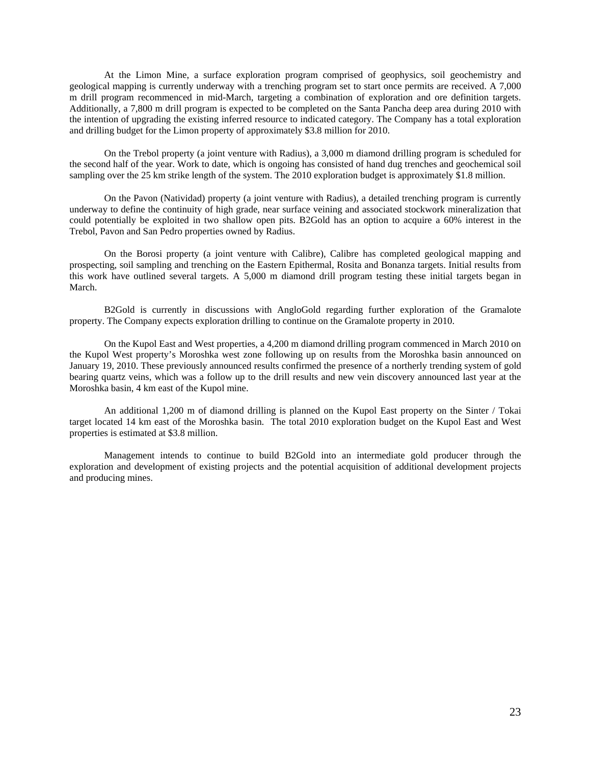At the Limon Mine, a surface exploration program comprised of geophysics, soil geochemistry and geological mapping is currently underway with a trenching program set to start once permits are received. A 7,000 m drill program recommenced in mid-March, targeting a combination of exploration and ore definition targets. Additionally, a 7,800 m drill program is expected to be completed on the Santa Pancha deep area during 2010 with the intention of upgrading the existing inferred resource to indicated category. The Company has a total exploration and drilling budget for the Limon property of approximately $3.8 million for 2010.

On the Trebol property (a joint venture with Radius), a 3,000 m diamond drilling program is scheduled for the second half of the year. Work to date, which is ongoing has consisted of hand dug trenches and geochemical soil sampling over the 25 km strike length of the system. The 2010 exploration budget is approximately $1.8 million.

On the Pavon (Natividad) property (a joint venture with Radius), a detailed trenching program is currently underway to define the continuity of high grade, near surface veining and associated stockwork mineralization that could potentially be exploited in two shallow open pits. B2Gold has an option to acquire a 60% interest in the Trebol, Pavon and San Pedro properties owned by Radius.

On the Borosi property (a joint venture with Calibre), Calibre has completed geological mapping and prospecting, soil sampling and trenching on the Eastern Epithermal, Rosita and Bonanza targets. Initial results from this work have outlined several targets. A 5,000 m diamond drill program testing these initial targets began in March.

B2Gold is currently in discussions with AngloGold regarding further exploration of the Gramalote property. The Company expects exploration drilling to continue on the Gramalote property in 2010.

On the Kupol East and West properties, a 4,200 m diamond drilling program commenced in March 2010 on the Kupol West property's Moroshka west zone following up on results from the Moroshka basin announced on January 19, 2010. These previously announced results confirmed the presence of a northerly trending system of gold bearing quartz veins, which was a follow up to the drill results and new vein discovery announced last year at the Moroshka basin, 4 km east of the Kupol mine.

An additional 1,200 m of diamond drilling is planned on the Kupol East property on the Sinter / Tokai target located 14 km east of the Moroshka basin. The total 2010 exploration budget on the Kupol East and West properties is estimated at $3.8 million.

Management intends to continue to build B2Gold into an intermediate gold producer through the exploration and development of existing projects and the potential acquisition of additional development projects and producing mines.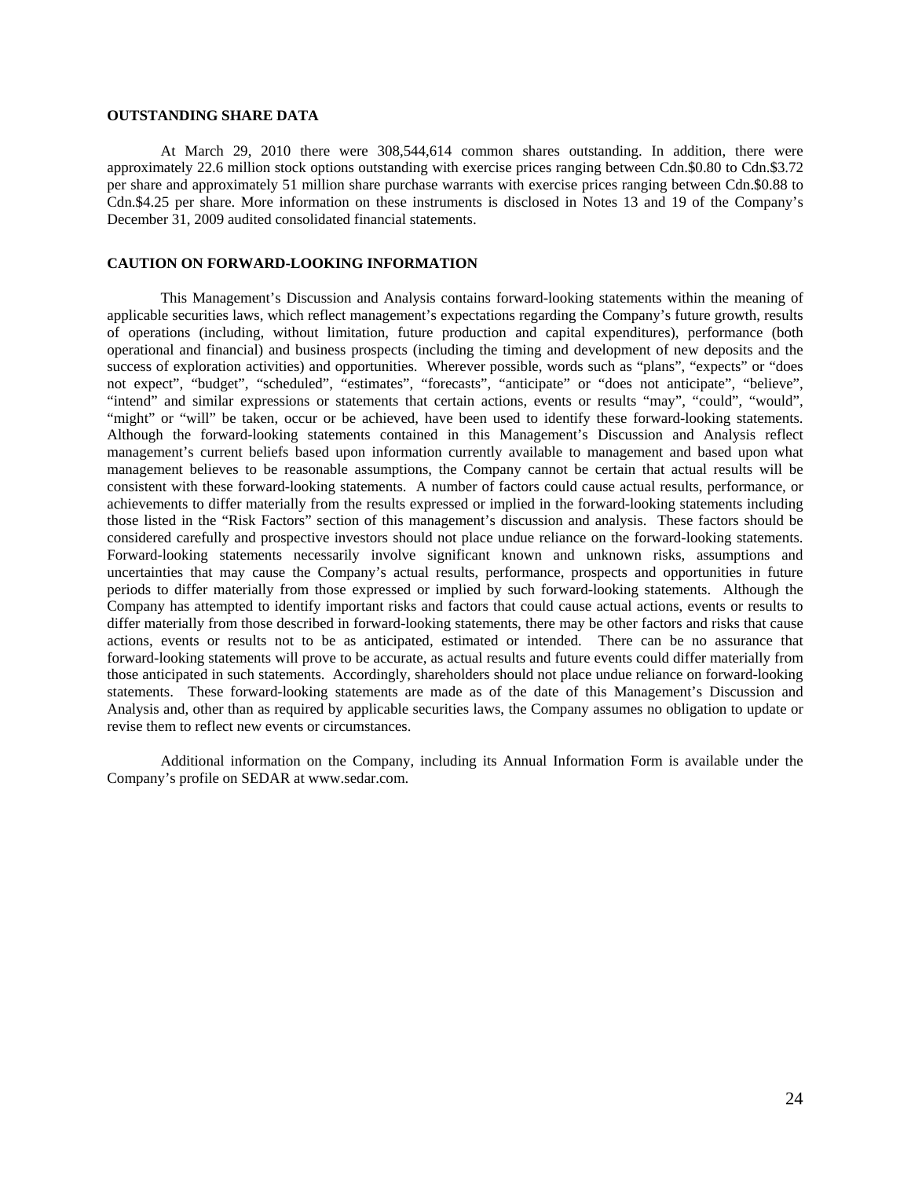## OUTSTANDING SHARE DATA

At March 29, 2010 there were 308,544,614 common shares outstanding. In addition, there were approximately 22.6 million stock options outstanding with exercise prices ranging between Cdn.$0.80 to Cdn.$3.72 per share and approximately 51 million share purchase warrants with exercise prices ranging between Cdn.$0.88 to Cdn.$4.25 per share. More information on these instruments is disclosed in Notes 13 and 19 of the Company's December 31, 2009 audited consolidated financial statements.

## CAUTION ON FORWARD-LOOKING INFORMATION

This Management's Discussion and Analysis contains forward-looking statements within the meaning of applicable securities laws, which reflect management's expectations regarding the Company's future growth, results of operations (including, without limitation, future production and capital expenditures), performance (both operational and financial) and business prospects (including the timing and development of new deposits and the success of exploration activities) and opportunities. Wherever possible, words such as "plans", "expects" or "does not expect", "budget", "scheduled", "estimates", "forecasts", "anticipate" or "does not anticipate", "believe", "intend" and similar expressions or statements that certain actions, events or results "may", "could", "would", "might" or "will" be taken, occur or be achieved, have been used to identify these forward-looking statements. Although the forward-looking statements contained in this Management's Discussion and Analysis reflect management's current beliefs based upon information currently available to management and based upon what management believes to be reasonable assumptions, the Company cannot be certain that actual results will be consistent with these forward-looking statements. A number of factors could cause actual results, performance, or achievements to differ materially from the results expressed or implied in the forward-looking statements including those listed in the "Risk Factors" section of this management's discussion and analysis. These factors should be considered carefully and prospective investors should not place undue reliance on the forward-looking statements. Forward-looking statements necessarily involve significant known and unknown risks, assumptions and uncertainties that may cause the Company's actual results, performance, prospects and opportunities in future periods to differ materially from those expressed or implied by such forward-looking statements. Although the Company has attempted to identify important risks and factors that could cause actual actions, events or results to differ materially from those described in forward-looking statements, there may be other factors and risks that cause actions, events or results not to be as anticipated, estimated or intended. There can be no assurance that forward-looking statements will prove to be accurate, as actual results and future events could differ materially from those anticipated in such statements. Accordingly, shareholders should not place undue reliance on forward-looking statements. These forward-looking statements are made as of the date of this Management's Discussion and Analysis and, other than as required by applicable securities laws, the Company assumes no obligation to update or revise them to reflect new events or circumstances.

Additional information on the Company, including its Annual Information Form is available under the Company's profile on SEDAR at www.sedar.com.